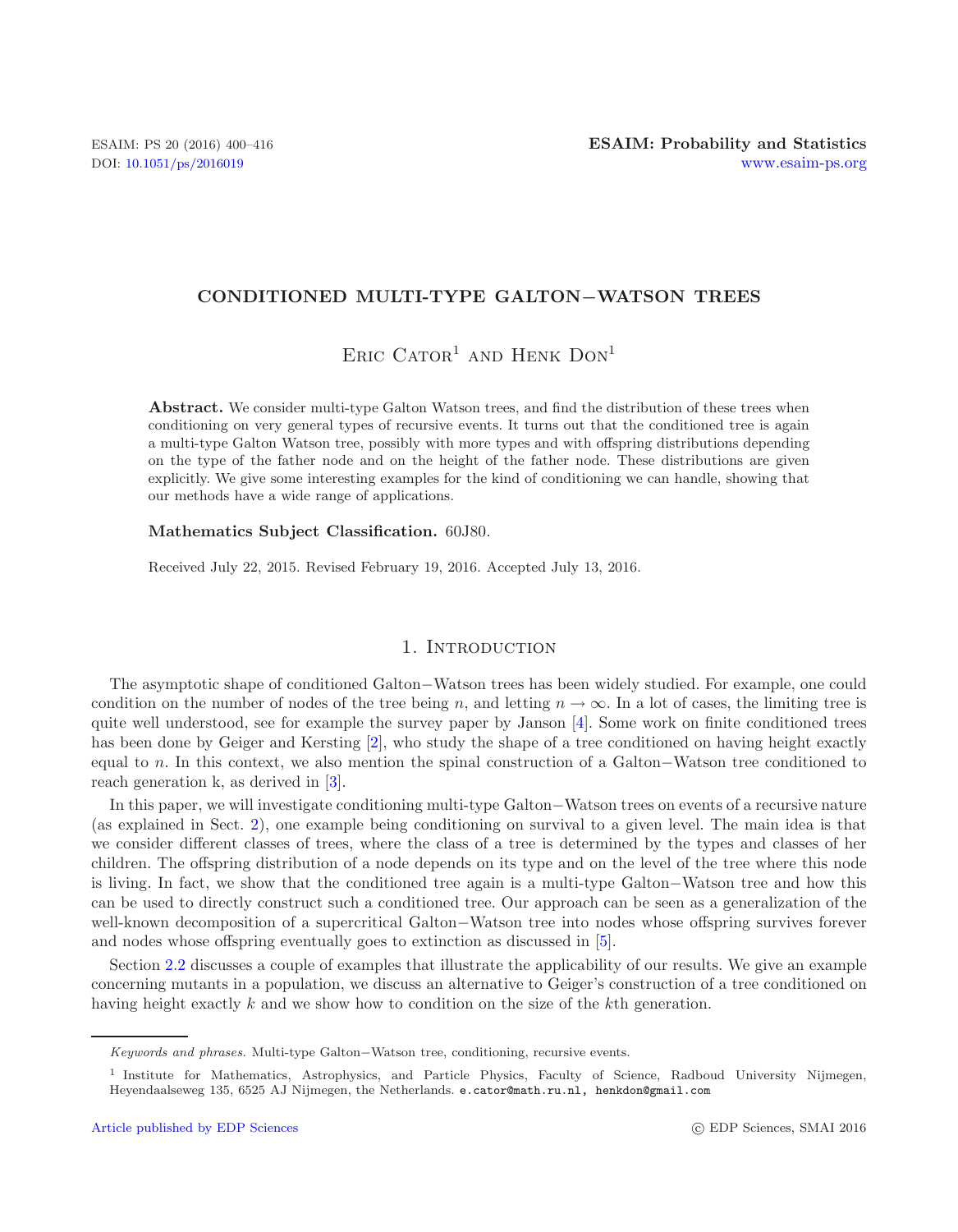# CONDITIONED MULTI-TYPE GALTON−WATSON TREES

Eric Cator[1] and Henk Don[1]

**Abstract.** We consider multi-type Galton Watson trees, and find the distribution of these trees when conditioning on very general types of recursive events. It turns out that the conditioned tree is again a multi-type Galton Watson tree, possibly with more types and with offspring distributions depending on the type of the father node and on the height of the father node. These distributions are given explicitly. We give some interesting examples for the kind of conditioning we can handle, showing that our methods have a wide range of applications.

**Mathematics Subject Classification.** 60J80.

Received July 22, 2015. Revised February 19, 2016. Accepted July 13, 2016.

## 1. Introduction

The asymptotic shape of conditioned Galton−Watson trees has been widely studied. For example, one could condition on the number of nodes of the tree being $n$, and letting $n \to \infty$. In a lot of cases, the limiting tree is quite well understood, see for example the survey paper by Janson [4]. Some work on finite conditioned trees has been done by Geiger and Kersting [2], who study the shape of a tree conditioned on having height exactly equal to $n$. In this context, we also mention the spinal construction of a Galton−Watson tree conditioned to reach generation k, as derived in [3].

In this paper, we will investigate conditioning multi-type Galton−Watson trees on events of a recursive nature (as explained in Sect. 2), one example being conditioning on survival to a given level. The main idea is that we consider different classes of trees, where the class of a tree is determined by the types and classes of her children. The offspring distribution of a node depends on its type and on the level of the tree where this node is living. In fact, we show that the conditioned tree again is a multi-type Galton−Watson tree and how this can be used to directly construct such a conditioned tree. Our approach can be seen as a generalization of the well-known decomposition of a supercritical Galton−Watson tree into nodes whose offspring survives forever and nodes whose offspring eventually goes to extinction as discussed in [5].

Section 2.2 discusses a couple of examples that illustrate the applicability of our results. We give an example concerning mutants in a population, we discuss an alternative to Geiger's construction of a tree conditioned on having height exactly $k$ and we show how to condition on the size of the $k$th generation.

---

*Keywords and phrases.* Multi-type Galton−Watson tree, conditioning, recursive events.

[1] Institute for Mathematics, Astrophysics, and Particle Physics, Faculty of Science, Radboud University Nijmegen, Heyendaalseweg 135, 6525 AJ Nijmegen, the Netherlands. e.cator@math.ru.nl, henkdon@gmail.com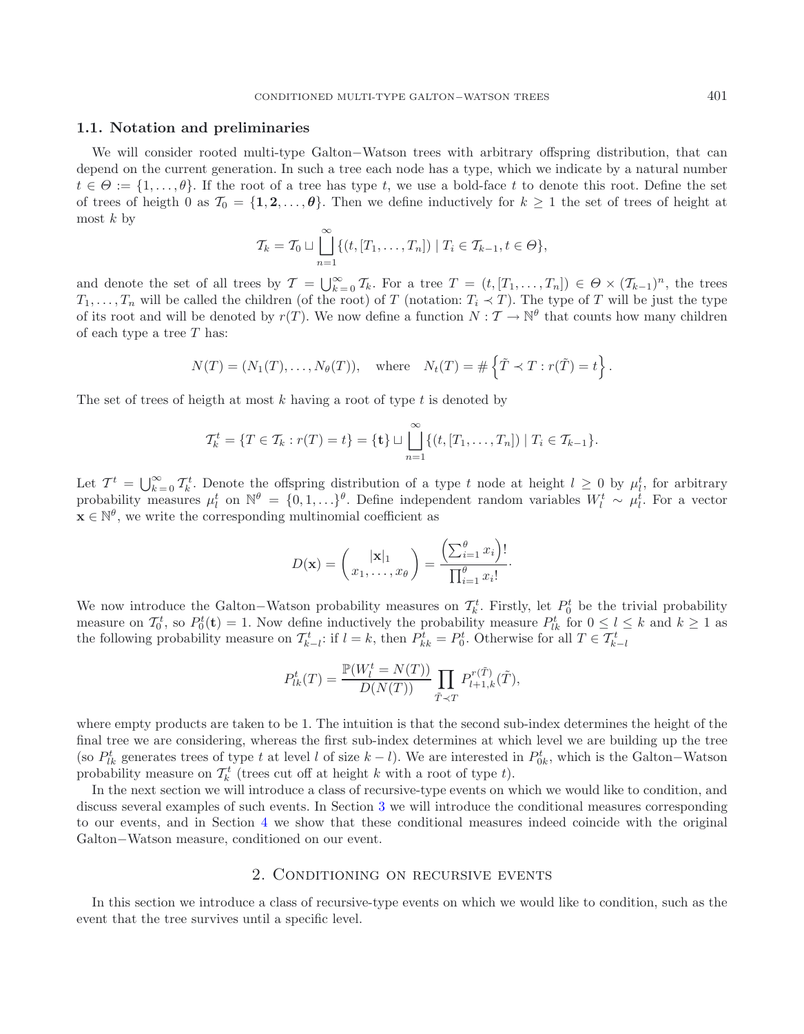### 1.1. Notation and preliminaries

We will consider rooted multi-type Galton−Watson trees with arbitrary offspring distribution, that can depend on the current generation. In such a tree each node has a type, which we indicate by a natural number $t \in \Theta := \{1, \ldots, \theta\}$. If the root of a tree has type $t$, we use a bold-face $\mathbf{t}$ to denote this root. Define the set of trees of heigth 0 as $\mathcal{T}_0 = \{\mathbf{1}, \mathbf{2}, \ldots, \boldsymbol{\theta}\}$. Then we define inductively for $k \geq 1$ the set of trees of height at most $k$ by

$$\mathcal{T}_k = \mathcal{T}_0 \sqcup \bigsqcup_{n=1}^{\infty} \{(t, [T_1, \ldots, T_n]) \mid T_i \in \mathcal{T}_{k-1}, t \in \Theta\},$$

and denote the set of all trees by $\mathcal{T} = \bigcup_{k=0}^{\infty} \mathcal{T}_k$. For a tree $T = (t, [T_1, \ldots, T_n]) \in \Theta \times (\mathcal{T}_{k-1})^n$, the trees $T_1, \ldots, T_n$ will be called the children (of the root) of $T$ (notation: $T_i \prec T$). The type of $T$ will be just the type of its root and will be denoted by $r(T)$. We now define a function $N : \mathcal{T} \to \mathbb{N}^\theta$ that counts how many children of each type a tree $T$ has:

$$N(T) = (N_1(T), \ldots, N_\theta(T)), \quad \text{where} \quad N_t(T) = \#\left\{\tilde{T} \prec T : r(\tilde{T}) = t\right\}.$$

The set of trees of heigth at most $k$ having a root of type $t$ is denoted by

$$\mathcal{T}_k^t = \{T \in \mathcal{T}_k : r(T) = t\} = \{\mathbf{t}\} \sqcup \bigsqcup_{n=1}^{\infty} \{(t, [T_1, \ldots, T_n]) \mid T_i \in \mathcal{T}_{k-1}\}.$$

Let $\mathcal{T}^t = \bigcup_{k=0}^{\infty} \mathcal{T}_k^t$. Denote the offspring distribution of a type $t$ node at height $l \geq 0$ by $\mu_l^t$, for arbitrary probability measures $\mu_l^t$ on $\mathbb{N}^\theta = \{0, 1, \ldots\}^\theta$. Define independent random variables $W_l^t \sim \mu_l^t$. For a vector $\mathbf{x} \in \mathbb{N}^\theta$, we write the corresponding multinomial coefficient as

$$D(\mathbf{x}) = \binom{|\mathbf{x}|_1}{x_1, \ldots, x_\theta} = \frac{\left(\sum_{i=1}^{\theta} x_i\right)!}{\prod_{i=1}^{\theta} x_i!}.$$

We now introduce the Galton−Watson probability measures on $\mathcal{T}_k^t$. Firstly, let $P_0^t$ be the trivial probability measure on $\mathcal{T}_0^t$, so $P_0^t(\mathbf{t}) = 1$. Now define inductively the probability measure $P_{lk}^t$ for $0 \leq l \leq k$ and $k \geq 1$ as the following probability measure on $\mathcal{T}_{k-l}^t$: if $l = k$, then $P_{kk}^t = P_0^t$. Otherwise for all $T \in \mathcal{T}_{k-l}^t$

$$P_{lk}^t(T) = \frac{\mathbb{P}(W_l^t = N(T))}{D(N(T))} \prod_{\tilde{T} \prec T} P_{l+1,k}^{r(\tilde{T})}(\tilde{T}),$$

where empty products are taken to be 1. The intuition is that the second sub-index determines the height of the final tree we are considering, whereas the first sub-index determines at which level we are building up the tree (so $P_{lk}^t$ generates trees of type $t$ at level $l$ of size $k - l$). We are interested in $P_{0k}^t$, which is the Galton−Watson probability measure on $\mathcal{T}_k^t$ (trees cut off at height $k$ with a root of type $t$).

In the next section we will introduce a class of recursive-type events on which we would like to condition, and discuss several examples of such events. In Section 3 we will introduce the conditional measures corresponding to our events, and in Section 4 we show that these conditional measures indeed coincide with the original Galton−Watson measure, conditioned on our event.

## 2. Conditioning on recursive events

In this section we introduce a class of recursive-type events on which we would like to condition, such as the event that the tree survives until a specific level.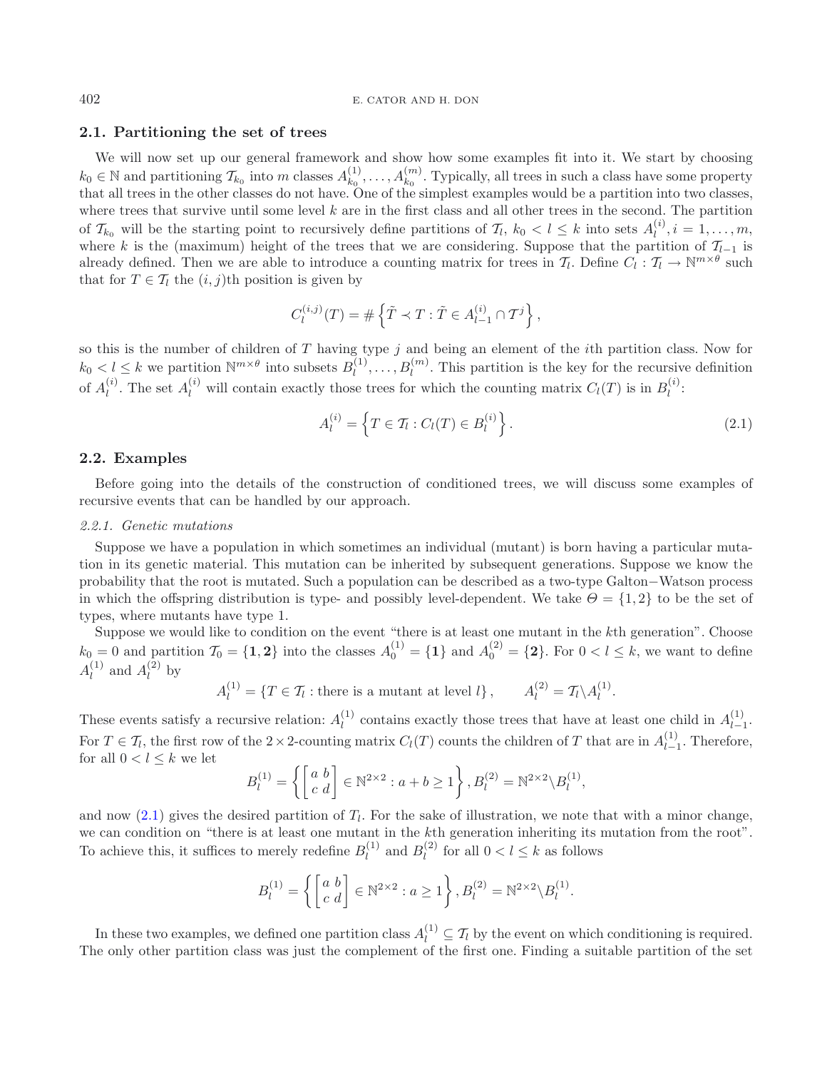### 2.1. Partitioning the set of trees

We will now set up our general framework and show how some examples fit into it. We start by choosing $k_0 \in \mathbb{N}$ and partitioning $\mathcal{T}_{k_0}$ into $m$ classes $A_{k_0}^{(1)}, \ldots, A_{k_0}^{(m)}$. Typically, all trees in such a class have some property that all trees in the other classes do not have. One of the simplest examples would be a partition into two classes, where trees that survive until some level $k$ are in the first class and all other trees in the second. The partition of $\mathcal{T}_{k_0}$ will be the starting point to recursively define partitions of $\mathcal{T}_l$, $k_0 < l \leq k$ into sets $A_l^{(i)}, i = 1, \ldots, m$, where $k$ is the (maximum) height of the trees that we are considering. Suppose that the partition of $\mathcal{T}_{l-1}$ is already defined. Then we are able to introduce a counting matrix for trees in $\mathcal{T}_l$. Define $C_l : \mathcal{T}_l \to \mathbb{N}^{m \times \theta}$ such that for $T \in \mathcal{T}_l$ the $(i, j)$th position is given by

$$C_l^{(i,j)}(T) = \# \left\{ \tilde{T} \prec T : \tilde{T} \in A_{l-1}^{(i)} \cap \mathcal{T}^j \right\},$$

so this is the number of children of $T$ having type $j$ and being an element of the $i$th partition class. Now for $k_0 < l \leq k$ we partition $\mathbb{N}^{m \times \theta}$ into subsets $B_l^{(1)}, \ldots, B_l^{(m)}$. This partition is the key for the recursive definition of $A_l^{(i)}$. The set $A_l^{(i)}$ will contain exactly those trees for which the counting matrix $C_l(T)$ is in $B_l^{(i)}$:

$$A_l^{(i)} = \left\{ T \in \mathcal{T}_l : C_l(T) \in B_l^{(i)} \right\}. \tag{2.1}$$

### 2.2. Examples

Before going into the details of the construction of conditioned trees, we will discuss some examples of recursive events that can be handled by our approach.

#### *2.2.1. Genetic mutations*

Suppose we have a population in which sometimes an individual (mutant) is born having a particular mutation in its genetic material. This mutation can be inherited by subsequent generations. Suppose we know the probability that the root is mutated. Such a population can be described as a two-type Galton−Watson process in which the offspring distribution is type- and possibly level-dependent. We take $\Theta = \{1, 2\}$ to be the set of types, where mutants have type 1.

Suppose we would like to condition on the event "there is at least one mutant in the $k$th generation". Choose $k_0 = 0$ and partition $\mathcal{T}_0 = \{\mathbf{1}, \mathbf{2}\}$ into the classes $A_0^{(1)} = \{\mathbf{1}\}$ and $A_0^{(2)} = \{\mathbf{2}\}$. For $0 < l \leq k$, we want to define $A_l^{(1)}$ and $A_l^{(2)}$ by

$$A_l^{(1)} = \{T \in \mathcal{T}_l : \text{there is a mutant at level } l\}, \qquad A_l^{(2)} = \mathcal{T}_l \backslash A_l^{(1)}.$$

These events satisfy a recursive relation: $A_l^{(1)}$ contains exactly those trees that have at least one child in $A_{l-1}^{(1)}$. For $T \in \mathcal{T}_l$, the first row of the $2 \times 2$-counting matrix $C_l(T)$ counts the children of $T$ that are in $A_{l-1}^{(1)}$. Therefore, for all $0 < l \leq k$ we let

$$B_l^{(1)} = \left\{ \begin{bmatrix} a & b \\ c & d \end{bmatrix} \in \mathbb{N}^{2\times 2} : a + b \geq 1 \right\}, B_l^{(2)} = \mathbb{N}^{2\times 2} \backslash B_l^{(1)},$$

and now (2.1) gives the desired partition of $\mathcal{T}_l$. For the sake of illustration, we note that with a minor change, we can condition on "there is at least one mutant in the $k$th generation inheriting its mutation from the root". To achieve this, it suffices to merely redefine $B_l^{(1)}$ and $B_l^{(2)}$ for all $0 < l \leq k$ as follows

$$B_l^{(1)} = \left\{ \begin{bmatrix} a & b \\ c & d \end{bmatrix} \in \mathbb{N}^{2\times 2} : a \geq 1 \right\}, B_l^{(2)} = \mathbb{N}^{2\times 2} \backslash B_l^{(1)}.$$

In these two examples, we defined one partition class $A_l^{(1)} \subseteq \mathcal{T}_l$ by the event on which conditioning is required. The only other partition class was just the complement of the first one. Finding a suitable partition of the set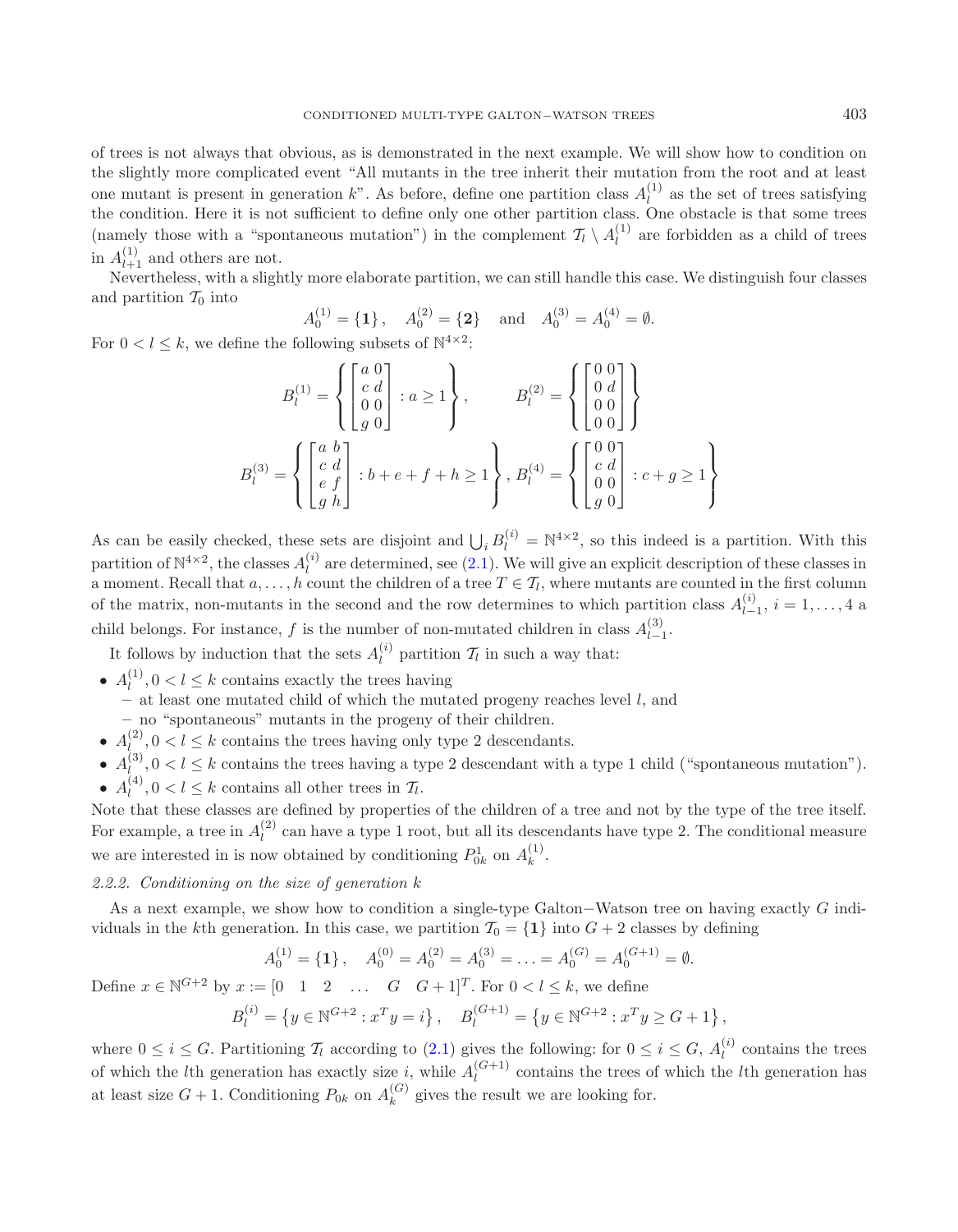of trees is not always that obvious, as is demonstrated in the next example. We will show how to condition on the slightly more complicated event "All mutants in the tree inherit their mutation from the root and at least one mutant is present in generation $k$". As before, define one partition class $A_l^{(1)}$ as the set of trees satisfying the condition. Here it is not sufficient to define only one other partition class. One obstacle is that some trees (namely those with a "spontaneous mutation") in the complement $\mathcal{T}_l \setminus A_l^{(1)}$ are forbidden as a child of trees in $A_{l+1}^{(1)}$ and others are not.

Nevertheless, with a slightly more elaborate partition, we can still handle this case. We distinguish four classes and partition $\mathcal{T}_0$ into

$$A_0^{(1)} = \{\mathbf{1}\}, \quad A_0^{(2)} = \{\mathbf{2}\} \quad \text{and} \quad A_0^{(3)} = A_0^{(4)} = \emptyset.$$

For $0 < l \leq k$, we define the following subsets of $\mathbb{N}^{4\times 2}$:

$$B_l^{(1)} = \left\{ \begin{bmatrix} a & 0 \\ c & d \\ 0 & 0 \\ g & 0 \end{bmatrix} : a \geq 1 \right\}, \qquad B_l^{(2)} = \left\{ \begin{bmatrix} 0 & 0 \\ 0 & d \\ 0 & 0 \\ 0 & 0 \end{bmatrix} \right\}$$

$$B_l^{(3)} = \left\{ \begin{bmatrix} a & b \\ c & d \\ e & f \\ g & h \end{bmatrix} : b + e + f + h \geq 1 \right\}, \; B_l^{(4)} = \left\{ \begin{bmatrix} 0 & 0 \\ c & d \\ 0 & 0 \\ g & 0 \end{bmatrix} : c + g \geq 1 \right\}$$

As can be easily checked, these sets are disjoint and $\bigcup_i B_l^{(i)} = \mathbb{N}^{4\times 2}$, so this indeed is a partition. With this partition of $\mathbb{N}^{4\times 2}$, the classes $A_l^{(i)}$ are determined, see (2.1). We will give an explicit description of these classes in a moment. Recall that $a, \ldots, h$ count the children of a tree $T \in \mathcal{T}_l$, where mutants are counted in the first column of the matrix, non-mutants in the second and the row determines to which partition class $A_{l-1}^{(i)}$, $i = 1, \ldots, 4$ a child belongs. For instance, $f$ is the number of non-mutated children in class $A_{l-1}^{(3)}$.

It follows by induction that the sets $A_l^{(i)}$ partition $\mathcal{T}_l$ in such a way that:

- $A_l^{(1)}, 0 < l \leq k$ contains exactly the trees having
  - at least one mutated child of which the mutated progeny reaches level $l$, and
  - no "spontaneous" mutants in the progeny of their children.
- $A_l^{(2)}, 0 < l \leq k$ contains the trees having only type 2 descendants.
- $A_l^{(3)}, 0 < l \leq k$ contains the trees having a type 2 descendant with a type 1 child ("spontaneous mutation").
- $A_l^{(4)}, 0 < l \leq k$ contains all other trees in $\mathcal{T}_l$.

Note that these classes are defined by properties of the children of a tree and not by the type of the tree itself. For example, a tree in $A_l^{(2)}$ can have a type 1 root, but all its descendants have type 2. The conditional measure we are interested in is now obtained by conditioning $P_{0k}^1$ on $A_k^{(1)}$.

*2.2.2. Conditioning on the size of generation k*

As a next example, we show how to condition a single-type Galton−Watson tree on having exactly $G$ individuals in the $k$th generation. In this case, we partition $\mathcal{T}_0 = \{\mathbf{1}\}$ into $G+2$ classes by defining

$$A_0^{(1)} = \{\mathbf{1}\}, \quad A_0^{(0)} = A_0^{(2)} = A_0^{(3)} = \ldots = A_0^{(G)} = A_0^{(G+1)} = \emptyset.$$

Define $x \in \mathbb{N}^{G+2}$ by $x := [0 \quad 1 \quad 2 \quad \ldots \quad G \quad G+1]^T$. For $0 < l \leq k$, we define

$$B_l^{(i)} = \left\{ y \in \mathbb{N}^{G+2} : x^T y = i \right\}, \quad B_l^{(G+1)} = \left\{ y \in \mathbb{N}^{G+2} : x^T y \geq G+1 \right\},$$

where $0 \leq i \leq G$. Partitioning $\mathcal{T}_l$ according to (2.1) gives the following: for $0 \leq i \leq G$, $A_l^{(i)}$ contains the trees of which the $l$th generation has exactly size $i$, while $A_l^{(G+1)}$ contains the trees of which the $l$th generation has at least size $G+1$. Conditioning $P_{0k}$ on $A_k^{(G)}$ gives the result we are looking for.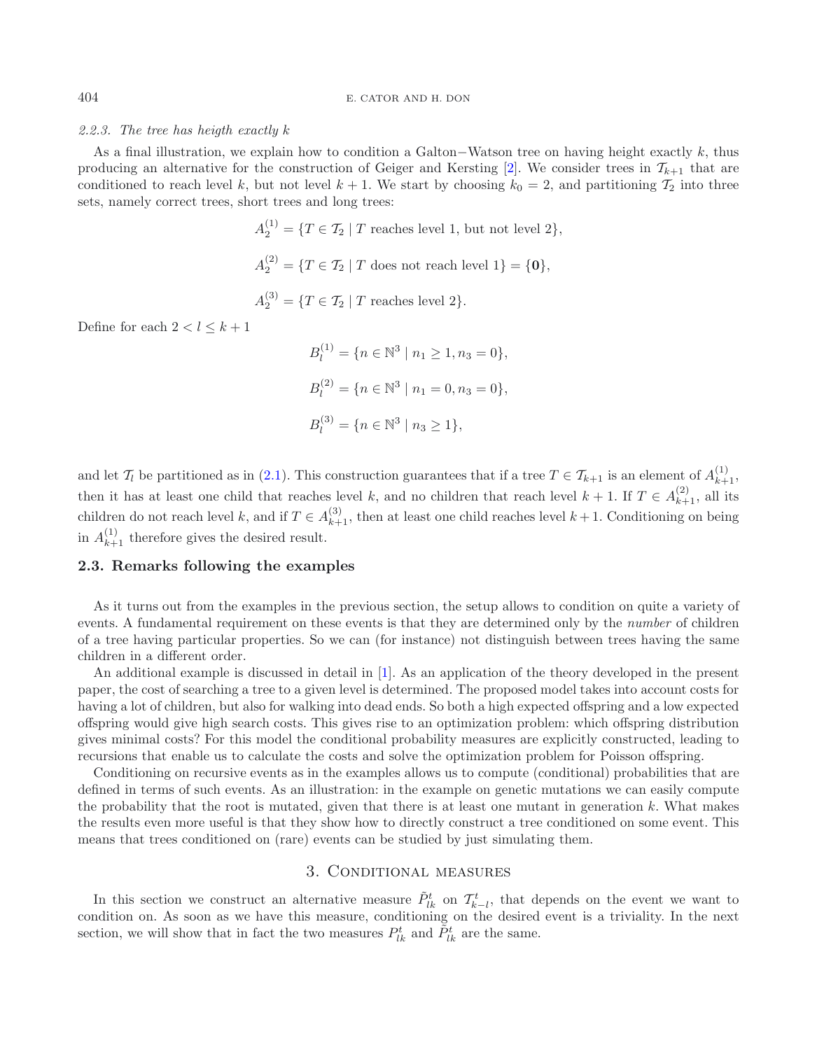*2.2.3. The tree has heigth exactly k*

As a final illustration, we explain how to condition a Galton−Watson tree on having height exactly $k$, thus producing an alternative for the construction of Geiger and Kersting [2]. We consider trees in $\mathcal{T}_{k+1}$ that are conditioned to reach level $k$, but not level $k+1$. We start by choosing $k_0 = 2$, and partitioning $\mathcal{T}_2$ into three sets, namely correct trees, short trees and long trees:

$$A_2^{(1)} = \{T \in \mathcal{T}_2 \mid T \text{ reaches level 1, but not level 2}\},$$

$$A_2^{(2)} = \{T \in \mathcal{T}_2 \mid T \text{ does not reach level 1}\} = \{\mathbf{0}\},$$

$$A_2^{(3)} = \{T \in \mathcal{T}_2 \mid T \text{ reaches level 2}\}.$$

Define for each $2 < l \leq k+1$

$$B_l^{(1)} = \{n \in \mathbb{N}^3 \mid n_1 \geq 1, n_3 = 0\},$$

$$B_l^{(2)} = \{n \in \mathbb{N}^3 \mid n_1 = 0, n_3 = 0\},$$

$$B_l^{(3)} = \{n \in \mathbb{N}^3 \mid n_3 \geq 1\},$$

and let $\mathcal{T}_l$ be partitioned as in (2.1). This construction guarantees that if a tree $T \in \mathcal{T}_{k+1}$ is an element of $A_{k+1}^{(1)}$, then it has at least one child that reaches level $k$, and no children that reach level $k+1$. If $T \in A_{k+1}^{(2)}$, all its children do not reach level $k$, and if $T \in A_{k+1}^{(3)}$, then at least one child reaches level $k+1$. Conditioning on being in $A_{k+1}^{(1)}$ therefore gives the desired result.

### 2.3. Remarks following the examples

As it turns out from the examples in the previous section, the setup allows to condition on quite a variety of events. A fundamental requirement on these events is that they are determined only by the *number* of children of a tree having particular properties. So we can (for instance) not distinguish between trees having the same children in a different order.

An additional example is discussed in detail in [1]. As an application of the theory developed in the present paper, the cost of searching a tree to a given level is determined. The proposed model takes into account costs for having a lot of children, but also for walking into dead ends. So both a high expected offspring and a low expected offspring would give high search costs. This gives rise to an optimization problem: which offspring distribution gives minimal costs? For this model the conditional probability measures are explicitly constructed, leading to recursions that enable us to calculate the costs and solve the optimization problem for Poisson offspring.

Conditioning on recursive events as in the examples allows us to compute (conditional) probabilities that are defined in terms of such events. As an illustration: in the example on genetic mutations we can easily compute the probability that the root is mutated, given that there is at least one mutant in generation $k$. What makes the results even more useful is that they show how to directly construct a tree conditioned on some event. This means that trees conditioned on (rare) events can be studied by just simulating them.

## 3. Conditional measures

In this section we construct an alternative measure $\tilde{P}_{lk}^t$ on $\mathcal{T}_{k-l}^t$, that depends on the event we want to condition on. As soon as we have this measure, conditioning on the desired event is a triviality. In the next section, we will show that in fact the two measures $P_{lk}^t$ and $\tilde{P}_{lk}^t$ are the same.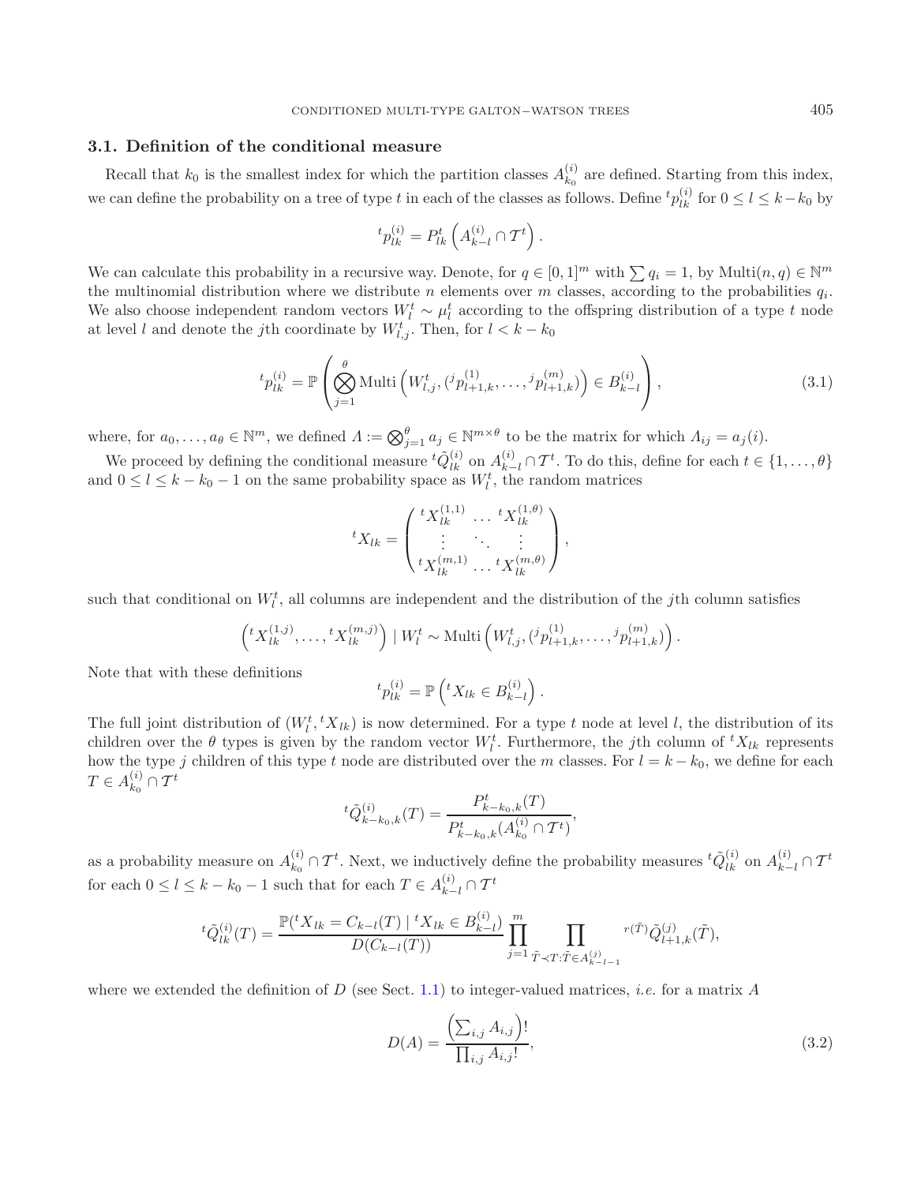### 3.1. Definition of the conditional measure

Recall that $k_0$ is the smallest index for which the partition classes $A^{(i)}_{k_0}$ are defined. Starting from this index, we can define the probability on a tree of type $t$ in each of the classes as follows. Define ${}^t p^{(i)}_{lk}$ for $0 \le l \le k - k_0$ by

$$
{}^t p^{(i)}_{lk} = P^t_{lk}\left(A^{(i)}_{k-l} \cap \mathcal{T}^t\right).
$$

We can calculate this probability in a recursive way. Denote, for $q \in [0,1]^m$ with $\sum q_i = 1$, by $\mathrm{Multi}(n, q) \in \mathbb{N}^m$ the multinomial distribution where we distribute $n$ elements over $m$ classes, according to the probabilities $q_i$. We also choose independent random vectors $W^t_l \sim \mu^t_l$ according to the offspring distribution of a type $t$ node at level $l$ and denote the $j$th coordinate by $W^t_{l,j}$. Then, for $l < k - k_0$

$$
{}^t p^{(i)}_{lk} = \mathbb{P}\left(\bigotimes_{j=1}^{\theta} \mathrm{Multi}\left(W^t_{l,j}, ({}^j p^{(1)}_{l+1,k}, \ldots, {}^j p^{(m)}_{l+1,k})\right) \in B^{(i)}_{k-l}\right), \tag{3.1}
$$

where, for $a_0, \ldots, a_\theta \in \mathbb{N}^m$, we defined $\Lambda := \bigotimes_{j=1}^{\theta} a_j \in \mathbb{N}^{m \times \theta}$ to be the matrix for which $\Lambda_{ij} = a_j(i)$.

We proceed by defining the conditional measure ${}^t\tilde{Q}^{(i)}_{lk}$ on $A^{(i)}_{k-l} \cap \mathcal{T}^t$. To do this, define for each $t \in \{1, \ldots, \theta\}$ and $0 \le l \le k - k_0 - 1$ on the same probability space as $W^t_l$, the random matrices

$$
{}^t X_{lk} = \begin{pmatrix} {}^t X^{(1,1)}_{lk} & \ldots & {}^t X^{(1,\theta)}_{lk} \\ \vdots & \ddots & \vdots \\ {}^t X^{(m,1)}_{lk} & \ldots & {}^t X^{(m,\theta)}_{lk} \end{pmatrix},
$$

such that conditional on $W^t_l$, all columns are independent and the distribution of the $j$th column satisfies

$$
\left({}^t X^{(1,j)}_{lk}, \ldots, {}^t X^{(m,j)}_{lk}\right) \mid W^t_l \sim \mathrm{Multi}\left(W^t_{l,j}, ({}^j p^{(1)}_{l+1,k}, \ldots, {}^j p^{(m)}_{l+1,k})\right).
$$

Note that with these definitions

$$
{}^t p^{(i)}_{lk} = \mathbb{P}\left({}^t X_{lk} \in B^{(i)}_{k-l}\right).
$$

The full joint distribution of $(W^t_l, {}^t X_{lk})$ is now determined. For a type $t$ node at level $l$, the distribution of its children over the $\theta$ types is given by the random vector $W^t_l$. Furthermore, the $j$th column of ${}^t X_{lk}$ represents how the type $j$ children of this type $t$ node are distributed over the $m$ classes. For $l = k - k_0$, we define for each $T \in A^{(i)}_{k_0} \cap \mathcal{T}^t$

$$
{}^t\tilde{Q}^{(i)}_{k-k_0,k}(T) = \frac{P^t_{k-k_0,k}(T)}{P^t_{k-k_0,k}(A^{(i)}_{k_0} \cap \mathcal{T}^t)},
$$

as a probability measure on $A^{(i)}_{k_0} \cap \mathcal{T}^t$. Next, we inductively define the probability measures ${}^t\tilde{Q}^{(i)}_{lk}$ on $A^{(i)}_{k-l} \cap \mathcal{T}^t$ for each $0 \le l \le k - k_0 - 1$ such that for each $T \in A^{(i)}_{k-l} \cap \mathcal{T}^t$

$$
{}^t\tilde{Q}^{(i)}_{lk}(T) = \frac{\mathbb{P}({}^t X_{lk} = C_{k-l}(T) \mid {}^t X_{lk} \in B^{(i)}_{k-l})}{D(C_{k-l}(T))} \prod_{j=1}^{m} \prod_{\tilde{T} \prec T : \tilde{T} \in A^{(j)}_{k-l-1}} {}^{r(\tilde{T})}\tilde{Q}^{(j)}_{l+1,k}(\tilde{T}),
$$

where we extended the definition of $D$ (see Sect. 1.1) to integer-valued matrices, *i.e.* for a matrix $A$

$$
D(A) = \frac{\left(\sum_{i,j} A_{i,j}\right)!}{\prod_{i,j} A_{i,j}!}, \tag{3.2}
$$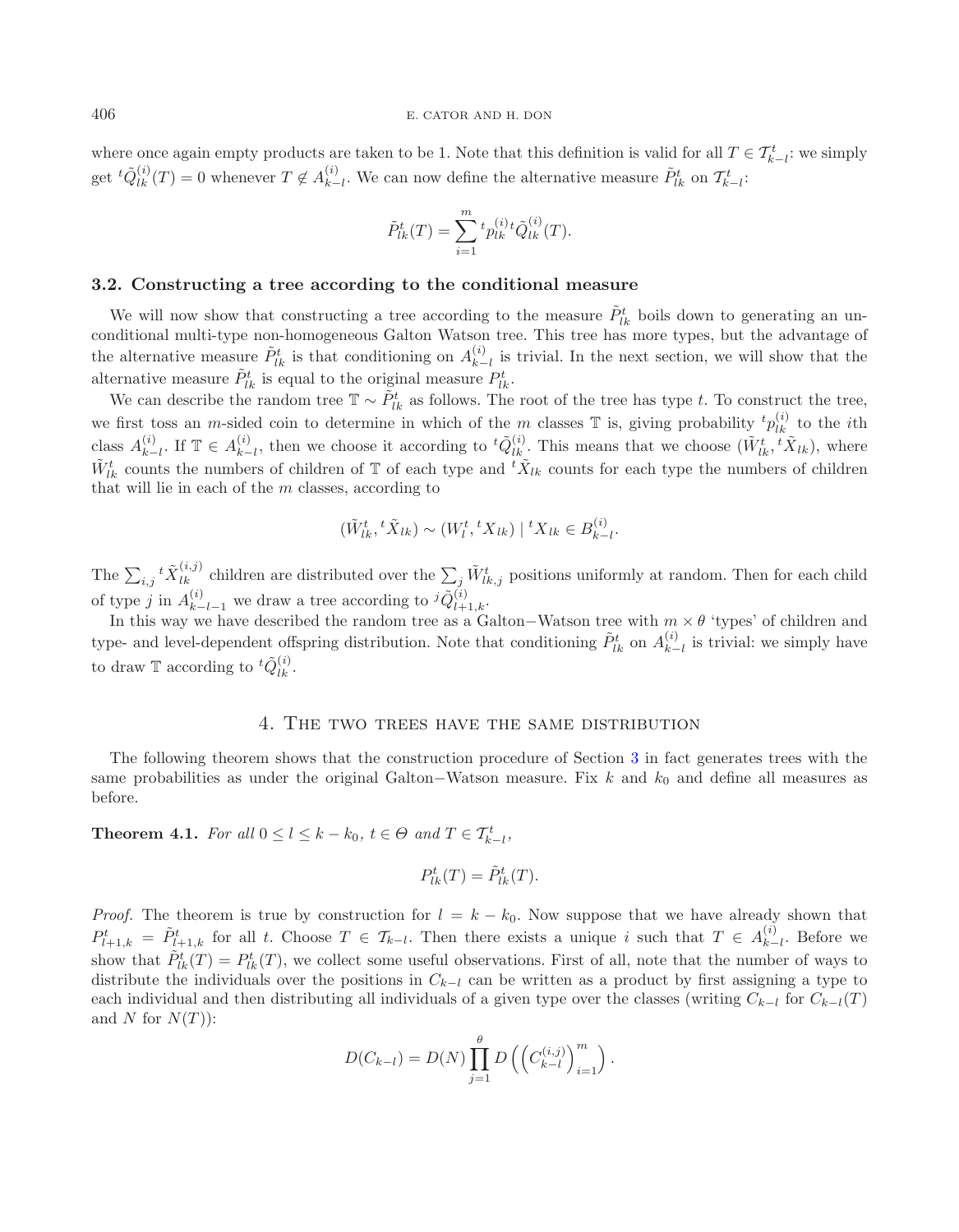where once again empty products are taken to be 1. Note that this definition is valid for all $T \in \mathcal{T}^t_{k-l}$: we simply get ${}^t\tilde{Q}^{(i)}_{lk}(T) = 0$ whenever $T \notin A^{(i)}_{k-l}$. We can now define the alternative measure $\tilde{P}^t_{lk}$ on $\mathcal{T}^t_{k-l}$:

$$\tilde{P}^t_{lk}(T) = \sum_{i=1}^{m} {}^tp^{(i)}_{lk}\, {}^t\tilde{Q}^{(i)}_{lk}(T).$$

### 3.2. Constructing a tree according to the conditional measure

We will now show that constructing a tree according to the measure $\tilde{P}^t_{lk}$ boils down to generating an unconditional multi-type non-homogeneous Galton Watson tree. This tree has more types, but the advantage of the alternative measure $\tilde{P}^t_{lk}$ is that conditioning on $A^{(i)}_{k-l}$ is trivial. In the next section, we will show that the alternative measure $\tilde{P}^t_{lk}$ is equal to the original measure $P^t_{lk}$.

We can describe the random tree $\mathbb{T} \sim \tilde{P}^t_{lk}$ as follows. The root of the tree has type $t$. To construct the tree, we first toss an $m$-sided coin to determine in which of the $m$ classes $\mathbb{T}$ is, giving probability ${}^tp^{(i)}_{lk}$ to the $i$th class $A^{(i)}_{k-l}$. If $\mathbb{T} \in A^{(i)}_{k-l}$, then we choose it according to ${}^t\tilde{Q}^{(i)}_{lk}$. This means that we choose $(\tilde{W}^t_{lk}, {}^t\tilde{X}_{lk})$, where $\tilde{W}^t_{lk}$ counts the numbers of children of $\mathbb{T}$ of each type and ${}^t\tilde{X}_{lk}$ counts for each type the numbers of children that will lie in each of the $m$ classes, according to

$$(\tilde{W}^t_{lk}, {}^t\tilde{X}_{lk}) \sim (W^t_l, {}^tX_{lk}) \mid {}^tX_{lk} \in B^{(i)}_{k-l}.$$

The $\sum_{i,j} {}^t\tilde{X}^{(i,j)}_{lk}$ children are distributed over the $\sum_j \tilde{W}^t_{lk,j}$ positions uniformly at random. Then for each child of type $j$ in $A^{(i)}_{k-l-1}$ we draw a tree according to ${}^j\tilde{Q}^{(i)}_{l+1,k}$.

In this way we have described the random tree as a Galton−Watson tree with $m \times \theta$ 'types' of children and type- and level-dependent offspring distribution. Note that conditioning $\tilde{P}^t_{lk}$ on $A^{(i)}_{k-l}$ is trivial: we simply have to draw $\mathbb{T}$ according to ${}^t\tilde{Q}^{(i)}_{lk}$.

## 4. The two trees have the same distribution

The following theorem shows that the construction procedure of Section 3 in fact generates trees with the same probabilities as under the original Galton−Watson measure. Fix $k$ and $k_0$ and define all measures as before.

**Theorem 4.1.** *For all $0 \le l \le k - k_0$, $t \in \Theta$ and $T \in \mathcal{T}^t_{k-l}$,*

$$P^t_{lk}(T) = \tilde{P}^t_{lk}(T).$$

*Proof.* The theorem is true by construction for $l = k - k_0$. Now suppose that we have already shown that $P^t_{l+1,k} = \tilde{P}^t_{l+1,k}$ for all $t$. Choose $T \in \mathcal{T}_{k-l}$. Then there exists a unique $i$ such that $T \in A^{(i)}_{k-l}$. Before we show that $\tilde{P}^t_{lk}(T) = P^t_{lk}(T)$, we collect some useful observations. First of all, note that the number of ways to distribute the individuals over the positions in $C_{k-l}$ can be written as a product by first assigning a type to each individual and then distributing all individuals of a given type over the classes (writing $C_{k-l}$ for $C_{k-l}(T)$ and $N$ for $N(T)$):

$$D(C_{k-l}) = D(N) \prod_{j=1}^{\theta} D\left(\left(C^{(i,j)}_{k-l}\right)_{i=1}^{m}\right).$$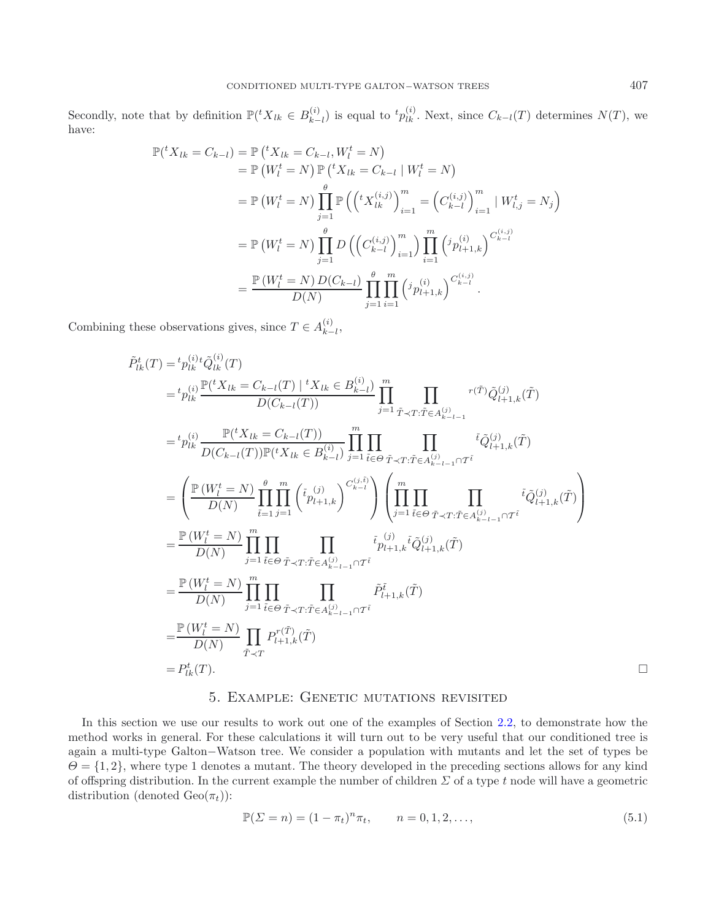Secondly, note that by definition $\mathbb{P}({}^tX_{lk} \in B^{(i)}_{k-l})$ is equal to ${}^tp^{(i)}_{lk}$. Next, since $C_{k-l}(T)$ determines $N(T)$, we have:

$$
\begin{aligned}
\mathbb{P}({}^tX_{lk} = C_{k-l}) &= \mathbb{P}\left({}^tX_{lk} = C_{k-l}, W^t_l = N\right) \\
&= \mathbb{P}\left(W^t_l = N\right)\mathbb{P}\left({}^tX_{lk} = C_{k-l} \mid W^t_l = N\right) \\
&= \mathbb{P}\left(W^t_l = N\right)\prod_{j=1}^{\theta}\mathbb{P}\left(\left({}^tX^{(i,j)}_{lk}\right)_{i=1}^m = \left(C^{(i,j)}_{k-l}\right)_{i=1}^m \mid W^t_{l,j} = N_j\right) \\
&= \mathbb{P}\left(W^t_l = N\right)\prod_{j=1}^{\theta} D\left(\left(C^{(i,j)}_{k-l}\right)_{i=1}^m\right)\prod_{i=1}^m\left({}^jp^{(i)}_{l+1,k}\right)^{C^{(i,j)}_{k-l}} \\
&= \frac{\mathbb{P}\left(W^t_l = N\right)D(C_{k-l})}{D(N)}\prod_{j=1}^{\theta}\prod_{i=1}^m\left({}^jp^{(i)}_{l+1,k}\right)^{C^{(i,j)}_{k-l}}.
\end{aligned}
$$

Combining these observations gives, since $T \in A^{(i)}_{k-l}$,

$$
\begin{aligned}
\tilde{P}^t_{lk}(T) &= {}^tp^{(i)}_{lk}\,{}^t\tilde{Q}^{(i)}_{lk}(T) \\
&= {}^tp^{(i)}_{lk}\frac{\mathbb{P}({}^tX_{lk} = C_{k-l}(T) \mid {}^tX_{lk} \in B^{(i)}_{k-l})}{D(C_{k-l}(T))}\prod_{j=1}^m\prod_{\tilde{T}\prec T:\tilde{T}\in A^{(j)}_{k-l-1}} {}^{r(\tilde{T})}\tilde{Q}^{(j)}_{l+1,k}(\tilde{T}) \\
&= {}^tp^{(i)}_{lk}\frac{\mathbb{P}({}^tX_{lk} = C_{k-l}(T))}{D(C_{k-l}(T))\mathbb{P}({}^tX_{lk} \in B^{(i)}_{k-l})}\prod_{j=1}^m\prod_{\tilde{t}\in\Theta}\prod_{\tilde{T}\prec T:\tilde{T}\in A^{(j)}_{k-l-1}\cap\mathcal{T}^{\tilde{t}}} {}^{\tilde{t}}\tilde{Q}^{(j)}_{l+1,k}(\tilde{T}) \\
&= \left(\frac{\mathbb{P}\left(W^t_l = N\right)}{D(N)}\prod_{\tilde{t}=1}^{\theta}\prod_{j=1}^m\left({}^{\tilde{t}}p^{(j)}_{l+1,k}\right)^{C^{(j,\tilde{t})}_{k-l}}\right)\left(\prod_{j=1}^m\prod_{\tilde{t}\in\Theta}\prod_{\tilde{T}\prec T:\tilde{T}\in A^{(j)}_{k-l-1}\cap\mathcal{T}^{\tilde{t}}} {}^{\tilde{t}}\tilde{Q}^{(j)}_{l+1,k}(\tilde{T})\right) \\
&= \frac{\mathbb{P}\left(W^t_l = N\right)}{D(N)}\prod_{j=1}^m\prod_{\tilde{t}\in\Theta}\prod_{\tilde{T}\prec T:\tilde{T}\in A^{(j)}_{k-l-1}\cap\mathcal{T}^{\tilde{t}}} {}^{\tilde{t}}p^{(j)}_{l+1,k}\,{}^{\tilde{t}}\tilde{Q}^{(j)}_{l+1,k}(\tilde{T}) \\
&= \frac{\mathbb{P}\left(W^t_l = N\right)}{D(N)}\prod_{j=1}^m\prod_{\tilde{t}\in\Theta}\prod_{\tilde{T}\prec T:\tilde{T}\in A^{(j)}_{k-l-1}\cap\mathcal{T}^{\tilde{t}}} \tilde{P}^{\tilde{t}}_{l+1,k}(\tilde{T}) \\
&= \frac{\mathbb{P}\left(W^t_l = N\right)}{D(N)}\prod_{\tilde{T}\prec T} P^{r(\tilde{T})}_{l+1,k}(\tilde{T}) \\
&= P^t_{lk}(T).
\end{aligned}
$$

□

## 5. Example: Genetic mutations revisited

In this section we use our results to work out one of the examples of Section 2.2, to demonstrate how the method works in general. For these calculations it will turn out to be very useful that our conditioned tree is again a multi-type Galton−Watson tree. We consider a population with mutants and let the set of types be $\Theta = \{1, 2\}$, where type 1 denotes a mutant. The theory developed in the preceding sections allows for any kind of offspring distribution. In the current example the number of children $\Sigma$ of a type $t$ node will have a geometric distribution (denoted $\mathrm{Geo}(\pi_t)$):

$$
\mathbb{P}(\Sigma = n) = (1 - \pi_t)^n\pi_t, \qquad n = 0, 1, 2, \ldots, \tag{5.1}
$$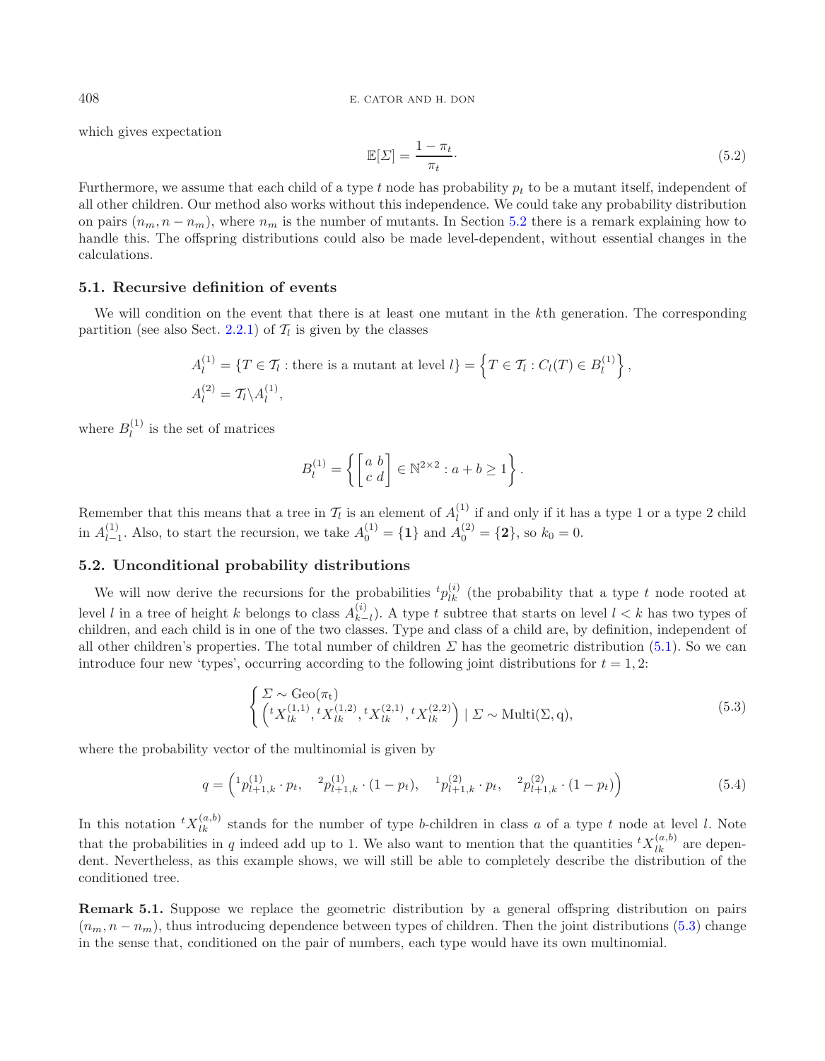which gives expectation

$$\mathbb{E}[\Sigma] = \frac{1-\pi_t}{\pi_t}. \tag{5.2}$$

Furthermore, we assume that each child of a type $t$ node has probability $p_t$ to be a mutant itself, independent of all other children. Our method also works without this independence. We could take any probability distribution on pairs $(n_m, n-n_m)$, where $n_m$ is the number of mutants. In Section 5.2 there is a remark explaining how to handle this. The offspring distributions could also be made level-dependent, without essential changes in the calculations.

### 5.1. Recursive definition of events

We will condition on the event that there is at least one mutant in the $k$th generation. The corresponding partition (see also Sect. 2.2.1) of $\mathcal{T}_l$ is given by the classes

$$A_l^{(1)} = \{T \in \mathcal{T}_l : \text{there is a mutant at level } l\} = \left\{T \in \mathcal{T}_l : C_l(T) \in B_l^{(1)}\right\},$$
$$A_l^{(2)} = \mathcal{T}_l \backslash A_l^{(1)},$$

where $B_l^{(1)}$ is the set of matrices

$$B_l^{(1)} = \left\{ \begin{bmatrix} a & b \\ c & d \end{bmatrix} \in \mathbb{N}^{2\times 2} : a+b \geq 1 \right\}.$$

Remember that this means that a tree in $\mathcal{T}_l$ is an element of $A_l^{(1)}$ if and only if it has a type 1 or a type 2 child in $A_{l-1}^{(1)}$. Also, to start the recursion, we take $A_0^{(1)} = \{\mathbf{1}\}$ and $A_0^{(2)} = \{\mathbf{2}\}$, so $k_0 = 0$.

### 5.2. Unconditional probability distributions

We will now derive the recursions for the probabilities ${}^t p_{lk}^{(i)}$ (the probability that a type $t$ node rooted at level $l$ in a tree of height $k$ belongs to class $A_{k-l}^{(i)}$). A type $t$ subtree that starts on level $l < k$ has two types of children, and each child is in one of the two classes. Type and class of a child are, by definition, independent of all other children's properties. The total number of children $\Sigma$ has the geometric distribution (5.1). So we can introduce four new 'types', occurring according to the following joint distributions for $t = 1, 2$:

$$\begin{cases} \Sigma \sim \mathrm{Geo}(\pi_t) \\ \left({}^t X_{lk}^{(1,1)}, {}^t X_{lk}^{(1,2)}, {}^t X_{lk}^{(2,1)}, {}^t X_{lk}^{(2,2)}\right) \mid \Sigma \sim \mathrm{Multi}(\Sigma, \mathrm{q}), \end{cases} \tag{5.3}$$

where the probability vector of the multinomial is given by

$$q = \left({}^1 p_{l+1,k}^{(1)} \cdot p_t, \quad {}^2 p_{l+1,k}^{(1)} \cdot (1-p_t), \quad {}^1 p_{l+1,k}^{(2)} \cdot p_t, \quad {}^2 p_{l+1,k}^{(2)} \cdot (1-p_t)\right) \tag{5.4}$$

In this notation ${}^t X_{lk}^{(a,b)}$ stands for the number of type $b$-children in class $a$ of a type $t$ node at level $l$. Note that the probabilities in $q$ indeed add up to 1. We also want to mention that the quantities ${}^t X_{lk}^{(a,b)}$ are dependent. Nevertheless, as this example shows, we will still be able to completely describe the distribution of the conditioned tree.

**Remark 5.1.** Suppose we replace the geometric distribution by a general offspring distribution on pairs $(n_m, n-n_m)$, thus introducing dependence between types of children. Then the joint distributions (5.3) change in the sense that, conditioned on the pair of numbers, each type would have its own multinomial.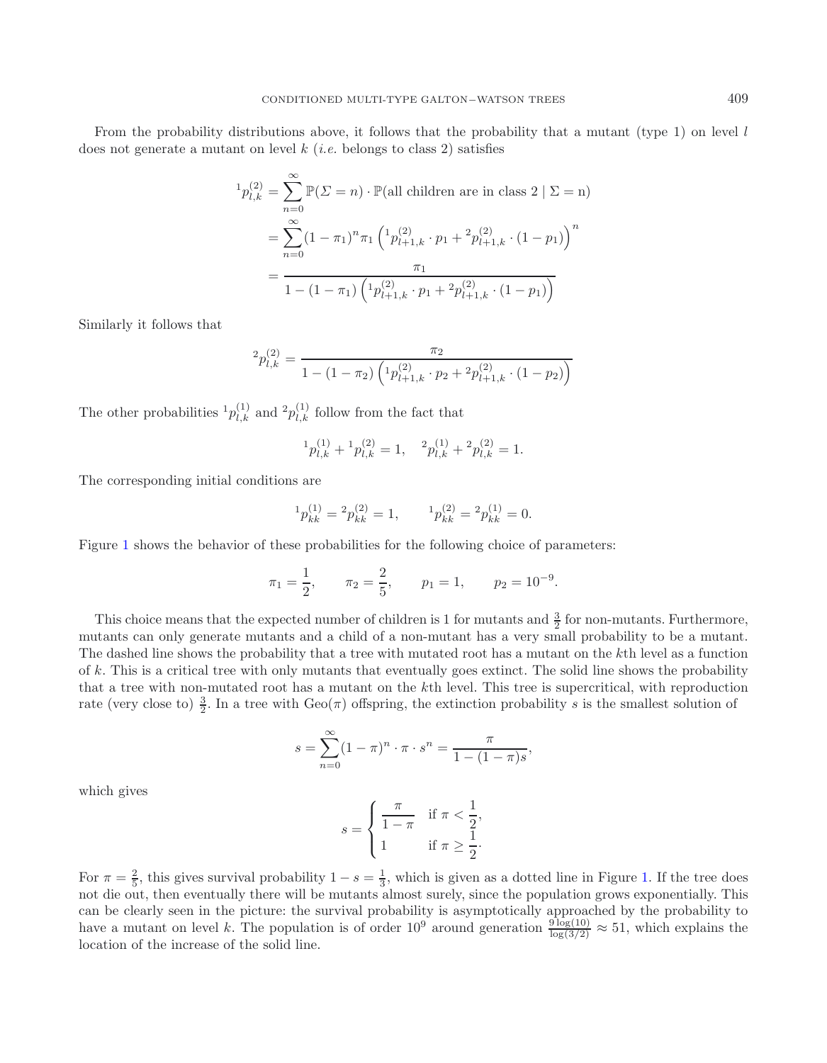From the probability distributions above, it follows that the probability that a mutant (type 1) on level $l$ does not generate a mutant on level $k$ (*i.e.* belongs to class 2) satisfies

$$
\begin{aligned}
{}^{1}p_{l,k}^{(2)} &= \sum_{n=0}^{\infty} \mathbb{P}(\Sigma = n) \cdot \mathbb{P}(\text{all children are in class 2} \mid \Sigma = \text{n}) \\
&= \sum_{n=0}^{\infty} (1-\pi_1)^n \pi_1 \left( {}^{1}p_{l+1,k}^{(2)} \cdot p_1 + {}^{2}p_{l+1,k}^{(2)} \cdot (1-p_1) \right)^n \\
&= \frac{\pi_1}{1 - (1-\pi_1)\left( {}^{1}p_{l+1,k}^{(2)} \cdot p_1 + {}^{2}p_{l+1,k}^{(2)} \cdot (1-p_1) \right)}
\end{aligned}
$$

Similarly it follows that

$$
{}^{2}p_{l,k}^{(2)} = \frac{\pi_2}{1 - (1-\pi_2)\left( {}^{1}p_{l+1,k}^{(2)} \cdot p_2 + {}^{2}p_{l+1,k}^{(2)} \cdot (1-p_2) \right)}
$$

The other probabilities ${}^{1}p_{l,k}^{(1)}$ and ${}^{2}p_{l,k}^{(1)}$ follow from the fact that

$$
{}^{1}p_{l,k}^{(1)} + {}^{1}p_{l,k}^{(2)} = 1, \quad {}^{2}p_{l,k}^{(1)} + {}^{2}p_{l,k}^{(2)} = 1.
$$

The corresponding initial conditions are

$$
{}^{1}p_{kk}^{(1)} = {}^{2}p_{kk}^{(2)} = 1, \qquad {}^{1}p_{kk}^{(2)} = {}^{2}p_{kk}^{(1)} = 0.
$$

Figure 1 shows the behavior of these probabilities for the following choice of parameters:

$$
\pi_1 = \frac{1}{2}, \qquad \pi_2 = \frac{2}{5}, \qquad p_1 = 1, \qquad p_2 = 10^{-9}.
$$

This choice means that the expected number of children is 1 for mutants and $\frac{3}{2}$ for non-mutants. Furthermore, mutants can only generate mutants and a child of a non-mutant has a very small probability to be a mutant. The dashed line shows the probability that a tree with mutated root has a mutant on the $k$th level as a function of $k$. This is a critical tree with only mutants that eventually goes extinct. The solid line shows the probability that a tree with non-mutated root has a mutant on the $k$th level. This tree is supercritical, with reproduction rate (very close to) $\frac{3}{2}$. In a tree with $\mathrm{Geo}(\pi)$ offspring, the extinction probability $s$ is the smallest solution of

$$
s = \sum_{n=0}^{\infty} (1-\pi)^n \cdot \pi \cdot s^n = \frac{\pi}{1-(1-\pi)s},
$$

which gives

$$
s = \begin{cases} \dfrac{\pi}{1-\pi} & \text{if } \pi < \dfrac{1}{2}, \\ 1 & \text{if } \pi \geq \dfrac{1}{2}. \end{cases}
$$

For $\pi = \frac{2}{5}$, this gives survival probability $1 - s = \frac{1}{3}$, which is given as a dotted line in Figure 1. If the tree does not die out, then eventually there will be mutants almost surely, since the population grows exponentially. This can be clearly seen in the picture: the survival probability is asymptotically approached by the probability to have a mutant on level $k$. The population is of order $10^9$ around generation $\frac{9\log(10)}{\log(3/2)} \approx 51$, which explains the location of the increase of the solid line.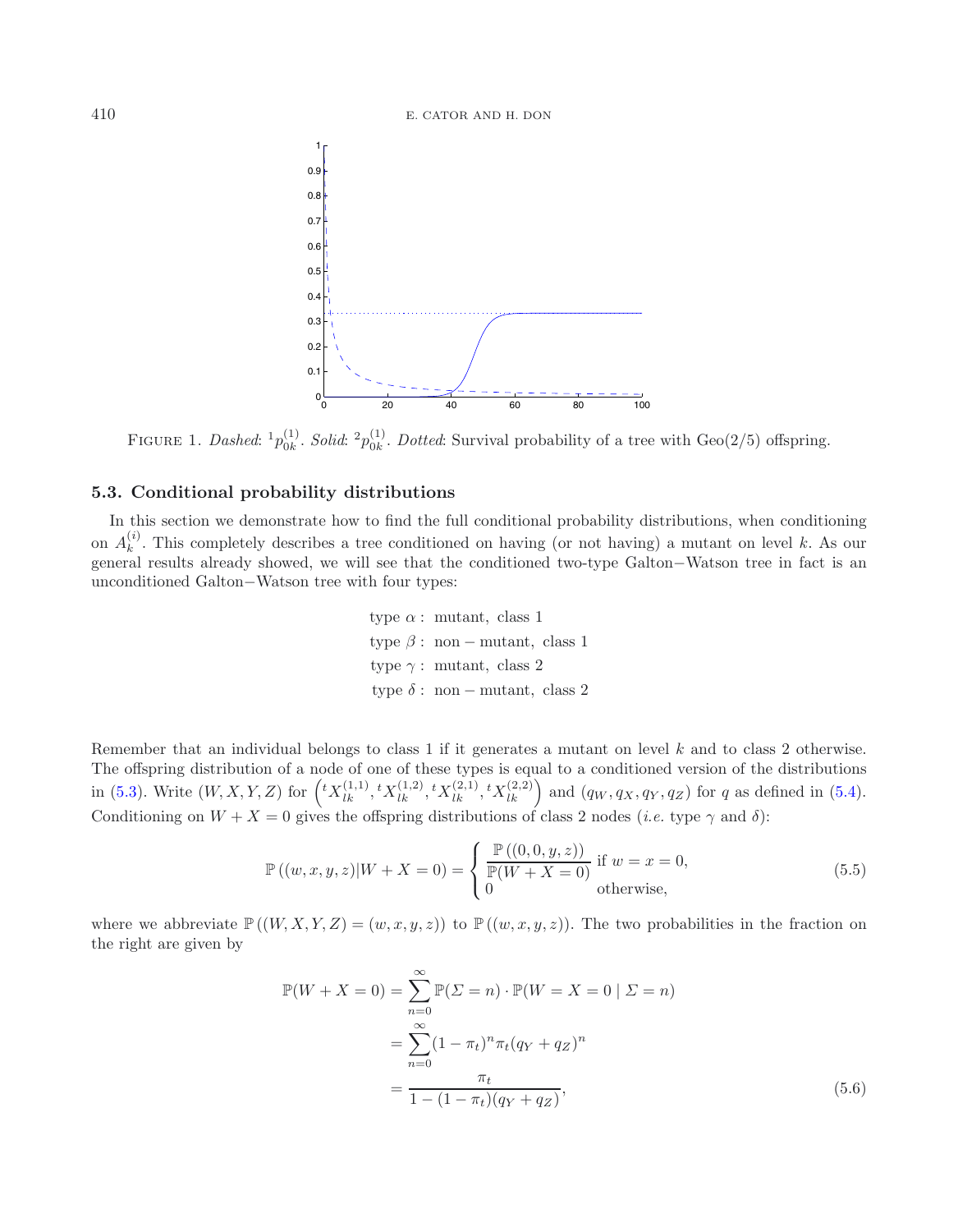FIGURE 1. *Dashed*: ${}^1p_{0k}^{(1)}$. *Solid*: ${}^2p_{0k}^{(1)}$. *Dotted*: Survival probability of a tree with Geo(2/5) offspring.

### 5.3. Conditional probability distributions

In this section we demonstrate how to find the full conditional probability distributions, when conditioning on $A_k^{(i)}$. This completely describes a tree conditioned on having (or not having) a mutant on level $k$. As our general results already showed, we will see that the conditioned two-type Galton−Watson tree in fact is an unconditioned Galton−Watson tree with four types:

$$
\begin{aligned}
&\text{type } \alpha: \ \text{mutant, class 1} \\
&\text{type } \beta: \ \text{non}-\text{mutant, class 1} \\
&\text{type } \gamma: \ \text{mutant, class 2} \\
&\text{type } \delta: \ \text{non}-\text{mutant, class 2}
\end{aligned}
$$

Remember that an individual belongs to class 1 if it generates a mutant on level $k$ and to class 2 otherwise. The offspring distribution of a node of one of these types is equal to a conditioned version of the distributions in (5.3). Write $(W, X, Y, Z)$ for $\left({}^tX_{lk}^{(1,1)}, {}^tX_{lk}^{(1,2)}, {}^tX_{lk}^{(2,1)}, {}^tX_{lk}^{(2,2)}\right)$ and $(q_W, q_X, q_Y, q_Z)$ for $q$ as defined in (5.4). Conditioning on $W + X = 0$ gives the offspring distributions of class 2 nodes (*i.e.* type $\gamma$ and $\delta$):

$$
\mathbb{P}\left((w,x,y,z)|W+X=0\right) = \begin{cases} \dfrac{\mathbb{P}\left((0,0,y,z)\right)}{\mathbb{P}(W+X=0)} & \text{if } w = x = 0, \\ 0 & \text{otherwise,} \end{cases} \tag{5.5}
$$

where we abbreviate $\mathbb{P}\left((W,X,Y,Z) = (w,x,y,z)\right)$ to $\mathbb{P}\left((w,x,y,z)\right)$. The two probabilities in the fraction on the right are given by

$$
\begin{aligned}
\mathbb{P}(W+X=0) &= \sum_{n=0}^{\infty} \mathbb{P}(\Sigma = n) \cdot \mathbb{P}(W = X = 0 \mid \Sigma = n) \\
&= \sum_{n=0}^{\infty} (1-\pi_t)^n \pi_t (q_Y + q_Z)^n \\
&= \frac{\pi_t}{1-(1-\pi_t)(q_Y+q_Z)},
\end{aligned} \tag{5.6}
$$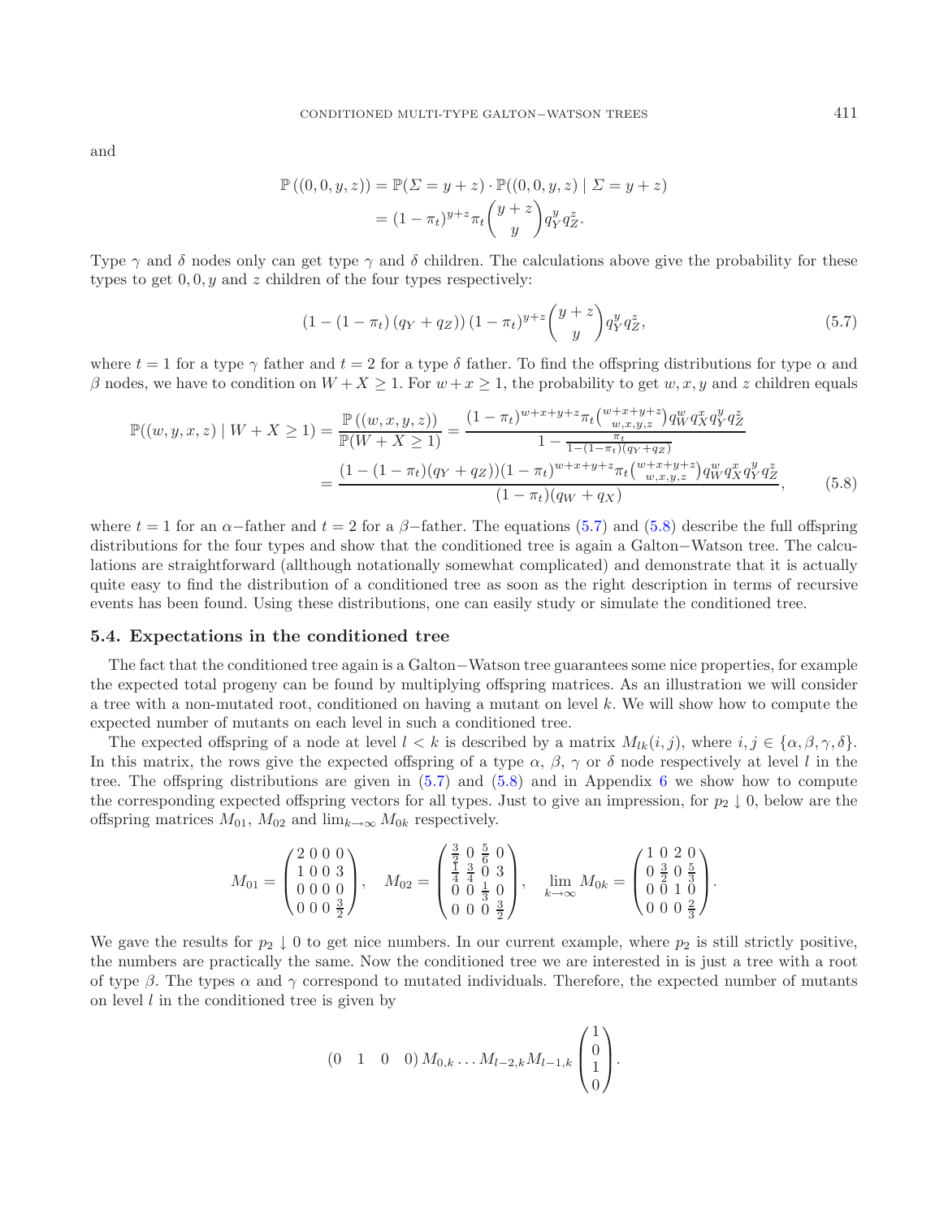and

$$\mathbb{P}\left((0,0,y,z)\right) = \mathbb{P}(\Sigma = y+z) \cdot \mathbb{P}((0,0,y,z) \mid \Sigma = y+z)$$
$$= (1-\pi_t)^{y+z} \pi_t \binom{y+z}{y} q_Y^y q_Z^z.$$

Type $\gamma$ and $\delta$ nodes only can get type $\gamma$ and $\delta$ children. The calculations above give the probability for these types to get $0, 0, y$ and $z$ children of the four types respectively:

$$\left(1 - (1-\pi_t)\left(q_Y + q_Z\right)\right)(1-\pi_t)^{y+z} \binom{y+z}{y} q_Y^y q_Z^z, \tag{5.7}$$

where $t = 1$ for a type $\gamma$ father and $t = 2$ for a type $\delta$ father. To find the offspring distributions for type $\alpha$ and $\beta$ nodes, we have to condition on $W + X \geq 1$. For $w + x \geq 1$, the probability to get $w, x, y$ and $z$ children equals

$$\mathbb{P}((w,y,x,z) \mid W+X \geq 1) = \frac{\mathbb{P}\left((w,x,y,z)\right)}{\mathbb{P}(W+X \geq 1)} = \frac{(1-\pi_t)^{w+x+y+z} \pi_t \binom{w+x+y+z}{w,x,y,z} q_W^w q_X^x q_Y^y q_Z^z}{1 - \frac{\pi_t}{1-(1-\pi_t)(q_Y+q_Z)}}$$
$$= \frac{(1-(1-\pi_t)(q_Y+q_Z))(1-\pi_t)^{w+x+y+z} \pi_t \binom{w+x+y+z}{w,x,y,z} q_W^w q_X^x q_Y^y q_Z^z}{(1-\pi_t)(q_W+q_X)}, \tag{5.8}$$

where $t = 1$ for an $\alpha-$father and $t = 2$ for a $\beta-$father. The equations (5.7) and (5.8) describe the full offspring distributions for the four types and show that the conditioned tree is again a Galton−Watson tree. The calculations are straightforward (allthough notationally somewhat complicated) and demonstrate that it is actually quite easy to find the distribution of a conditioned tree as soon as the right description in terms of recursive events has been found. Using these distributions, one can easily study or simulate the conditioned tree.

### 5.4. Expectations in the conditioned tree

The fact that the conditioned tree again is a Galton−Watson tree guarantees some nice properties, for example the expected total progeny can be found by multiplying offspring matrices. As an illustration we will consider a tree with a non-mutated root, conditioned on having a mutant on level $k$. We will show how to compute the expected number of mutants on each level in such a conditioned tree.

The expected offspring of a node at level $l < k$ is described by a matrix $M_{lk}(i,j)$, where $i, j \in \{\alpha, \beta, \gamma, \delta\}$. In this matrix, the rows give the expected offspring of a type $\alpha$, $\beta$, $\gamma$ or $\delta$ node respectively at level $l$ in the tree. The offspring distributions are given in (5.7) and (5.8) and in Appendix 6 we show how to compute the corresponding expected offspring vectors for all types. Just to give an impression, for $p_2 \downarrow 0$, below are the offspring matrices $M_{01}$, $M_{02}$ and $\lim_{k\to\infty} M_{0k}$ respectively.

$$M_{01} = \begin{pmatrix} 2 & 0 & 0 & 0 \\ 1 & 0 & 0 & 3 \\ 0 & 0 & 0 & 0 \\ 0 & 0 & 0 & \frac{3}{2} \end{pmatrix}, \quad M_{02} = \begin{pmatrix} \frac{3}{2} & 0 & \frac{5}{6} & 0 \\ \frac{1}{4} & \frac{3}{4} & 0 & 3 \\ 0 & 0 & \frac{1}{3} & 0 \\ 0 & 0 & 0 & \frac{3}{2} \end{pmatrix}, \quad \lim_{k\to\infty} M_{0k} = \begin{pmatrix} 1 & 0 & 2 & 0 \\ 0 & \frac{3}{2} & 0 & \frac{5}{3} \\ 0 & 0 & 1 & 0 \\ 0 & 0 & 0 & \frac{2}{3} \end{pmatrix}.$$

We gave the results for $p_2 \downarrow 0$ to get nice numbers. In our current example, where $p_2$ is still strictly positive, the numbers are practically the same. Now the conditioned tree we are interested in is just a tree with a root of type $\beta$. The types $\alpha$ and $\gamma$ correspond to mutated individuals. Therefore, the expected number of mutants on level $l$ in the conditioned tree is given by

$$(0 \quad 1 \quad 0 \quad 0)\, M_{0,k} \ldots M_{l-2,k} M_{l-1,k} \begin{pmatrix} 1 \\ 0 \\ 1 \\ 0 \end{pmatrix}.$$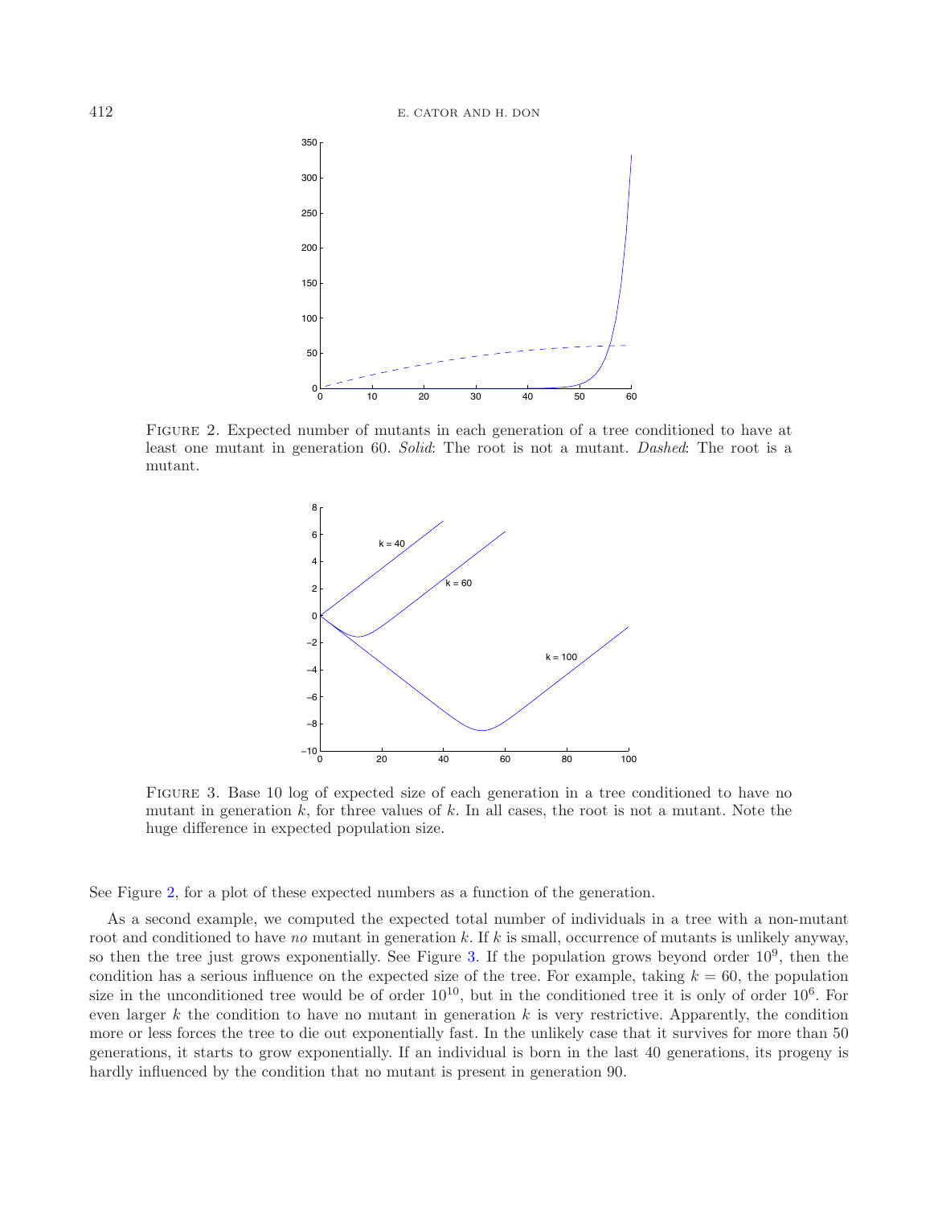FIGURE 2. Expected number of mutants in each generation of a tree conditioned to have at least one mutant in generation 60. *Solid*: The root is not a mutant. *Dashed*: The root is a mutant.

FIGURE 3. Base 10 log of expected size of each generation in a tree conditioned to have no mutant in generation $k$, for three values of $k$. In all cases, the root is not a mutant. Note the huge difference in expected population size.

See Figure 2, for a plot of these expected numbers as a function of the generation.

As a second example, we computed the expected total number of individuals in a tree with a non-mutant root and conditioned to have *no* mutant in generation $k$. If $k$ is small, occurrence of mutants is unlikely anyway, so then the tree just grows exponentially. See Figure 3. If the population grows beyond order $10^9$, then the condition has a serious influence on the expected size of the tree. For example, taking $k = 60$, the population size in the unconditioned tree would be of order $10^{10}$, but in the conditioned tree it is only of order $10^6$. For even larger $k$ the condition to have no mutant in generation $k$ is very restrictive. Apparently, the condition more or less forces the tree to die out exponentially fast. In the unlikely case that it survives for more than 50 generations, it starts to grow exponentially. If an individual is born in the last 40 generations, its progeny is hardly influenced by the condition that no mutant is present in generation 90.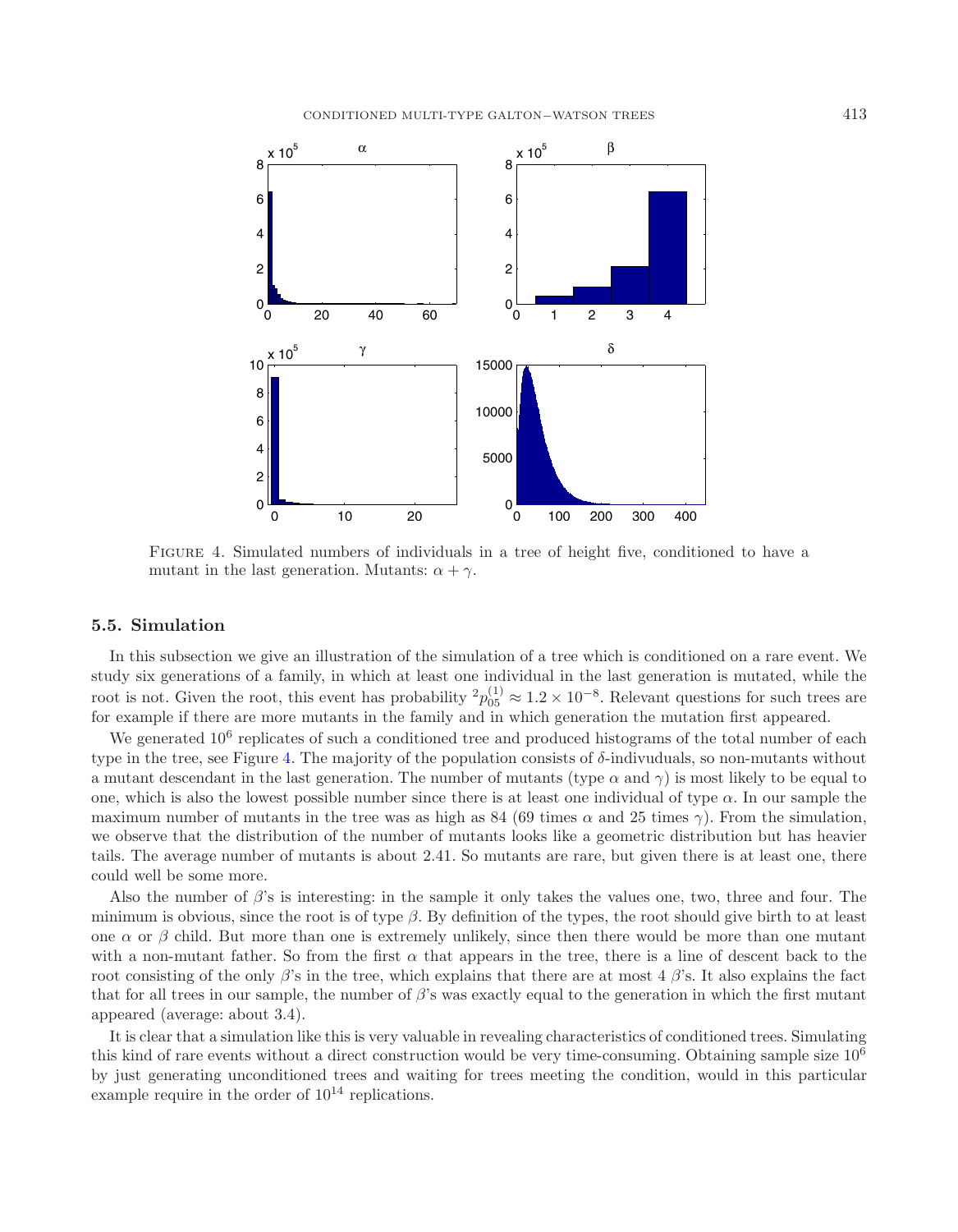FIGURE 4. Simulated numbers of individuals in a tree of height five, conditioned to have a mutant in the last generation. Mutants: $\alpha + \gamma$.

### 5.5. Simulation

In this subsection we give an illustration of the simulation of a tree which is conditioned on a rare event. We study six generations of a family, in which at least one individual in the last generation is mutated, while the root is not. Given the root, this event has probability ${}^{2}p_{05}^{(1)} \approx 1.2 \times 10^{-8}$. Relevant questions for such trees are for example if there are more mutants in the family and in which generation the mutation first appeared.

We generated $10^6$ replicates of such a conditioned tree and produced histograms of the total number of each type in the tree, see Figure 4. The majority of the population consists of $\delta$-indivuduals, so non-mutants without a mutant descendant in the last generation. The number of mutants (type $\alpha$ and $\gamma$) is most likely to be equal to one, which is also the lowest possible number since there is at least one individual of type $\alpha$. In our sample the maximum number of mutants in the tree was as high as 84 (69 times $\alpha$ and 25 times $\gamma$). From the simulation, we observe that the distribution of the number of mutants looks like a geometric distribution but has heavier tails. The average number of mutants is about 2.41. So mutants are rare, but given there is at least one, there could well be some more.

Also the number of $\beta$'s is interesting: in the sample it only takes the values one, two, three and four. The minimum is obvious, since the root is of type $\beta$. By definition of the types, the root should give birth to at least one $\alpha$ or $\beta$ child. But more than one is extremely unlikely, since then there would be more than one mutant with a non-mutant father. So from the first $\alpha$ that appears in the tree, there is a line of descent back to the root consisting of the only $\beta$'s in the tree, which explains that there are at most 4 $\beta$'s. It also explains the fact that for all trees in our sample, the number of $\beta$'s was exactly equal to the generation in which the first mutant appeared (average: about 3.4).

It is clear that a simulation like this is very valuable in revealing characteristics of conditioned trees. Simulating this kind of rare events without a direct construction would be very time-consuming. Obtaining sample size $10^6$ by just generating unconditioned trees and waiting for trees meeting the condition, would in this particular example require in the order of $10^{14}$ replications.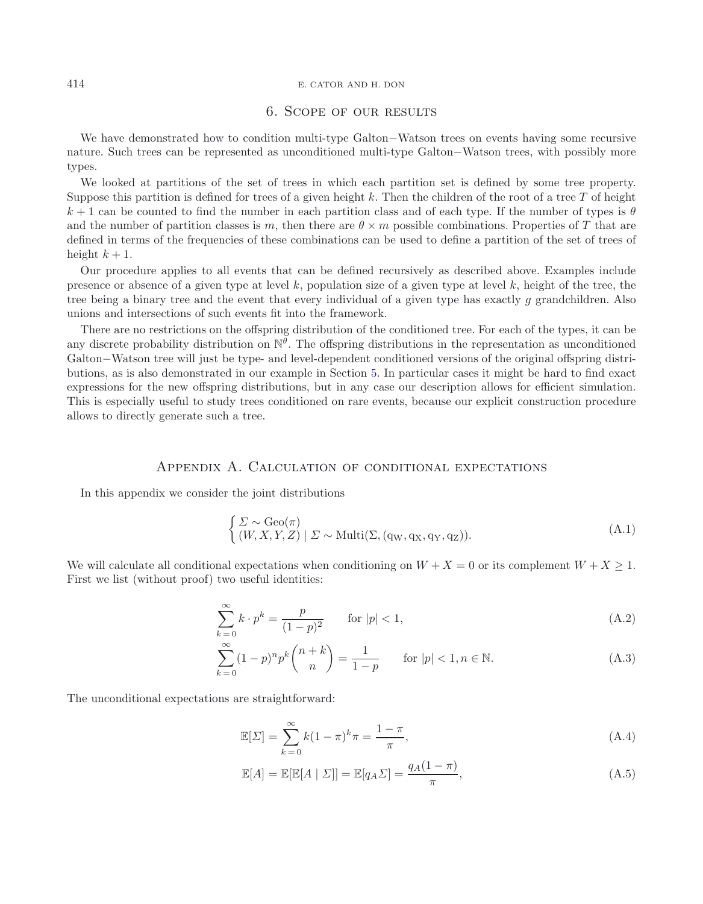## 6. Scope of our results

We have demonstrated how to condition multi-type Galton−Watson trees on events having some recursive nature. Such trees can be represented as unconditioned multi-type Galton−Watson trees, with possibly more types.

We looked at partitions of the set of trees in which each partition set is defined by some tree property. Suppose this partition is defined for trees of a given height $k$. Then the children of the root of a tree $T$ of height $k+1$ can be counted to find the number in each partition class and of each type. If the number of types is $\theta$ and the number of partition classes is $m$, then there are $\theta \times m$ possible combinations. Properties of $T$ that are defined in terms of the frequencies of these combinations can be used to define a partition of the set of trees of height $k+1$.

Our procedure applies to all events that can be defined recursively as described above. Examples include presence or absence of a given type at level $k$, population size of a given type at level $k$, height of the tree, the tree being a binary tree and the event that every individual of a given type has exactly $g$ grandchildren. Also unions and intersections of such events fit into the framework.

There are no restrictions on the offspring distribution of the conditioned tree. For each of the types, it can be any discrete probability distribution on $\mathbb{N}^\theta$. The offspring distributions in the representation as unconditioned Galton−Watson tree will just be type- and level-dependent conditioned versions of the original offspring distributions, as is also demonstrated in our example in Section 5. In particular cases it might be hard to find exact expressions for the new offspring distributions, but in any case our description allows for efficient simulation. This is especially useful to study trees conditioned on rare events, because our explicit construction procedure allows to directly generate such a tree.

## Appendix A. Calculation of conditional expectations

In this appendix we consider the joint distributions

$$\begin{cases} \Sigma \sim \mathrm{Geo}(\pi) \\ (W,X,Y,Z) \mid \Sigma \sim \mathrm{Multi}(\Sigma, (q_W, q_X, q_Y, q_Z)). \end{cases} \tag{A.1}$$

We will calculate all conditional expectations when conditioning on $W+X=0$ or its complement $W+X \geq 1$. First we list (without proof) two useful identities:

$$\sum_{k=0}^{\infty} k \cdot p^k = \frac{p}{(1-p)^2} \qquad \text{for } |p|<1, \tag{A.2}$$

$$\sum_{k=0}^{\infty} (1-p)^n p^k \binom{n+k}{n} = \frac{1}{1-p} \qquad \text{for } |p|<1, n \in \mathbb{N}. \tag{A.3}$$

The unconditional expectations are straightforward:

$$\mathbb{E}[\Sigma] = \sum_{k=0}^{\infty} k(1-\pi)^k \pi = \frac{1-\pi}{\pi}, \tag{A.4}$$

$$\mathbb{E}[A] = \mathbb{E}[\mathbb{E}[A \mid \Sigma]] = \mathbb{E}[q_A \Sigma] = \frac{q_A(1-\pi)}{\pi}, \tag{A.5}$$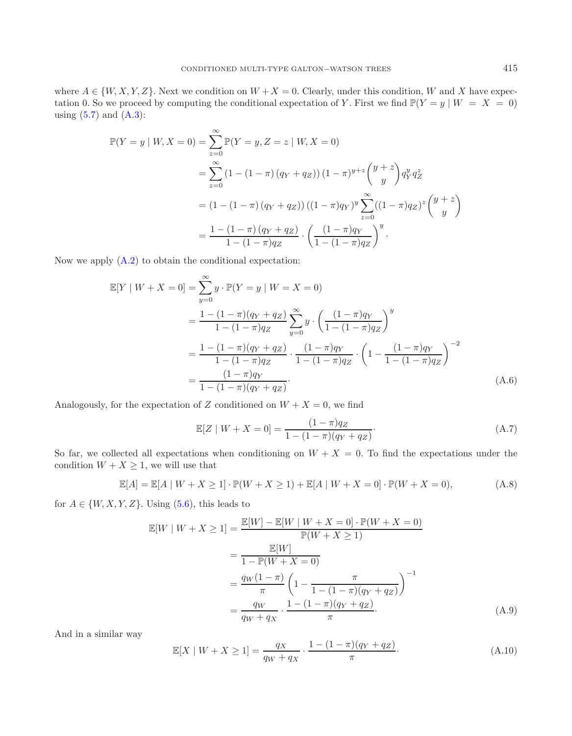where $A \in \{W, X, Y, Z\}$. Next we condition on $W + X = 0$. Clearly, under this condition, $W$ and $X$ have expectation 0. So we proceed by computing the conditional expectation of $Y$. First we find $\mathbb{P}(Y = y \mid W = X = 0)$ using (5.7) and (A.3):

$$
\begin{aligned}
\mathbb{P}(Y = y \mid W, X = 0) &= \sum_{z=0}^{\infty} \mathbb{P}(Y = y, Z = z \mid W, X = 0) \\
&= \sum_{z=0}^{\infty} \left(1 - (1 - \pi)\left(q_Y + q_Z\right)\right)(1 - \pi)^{y+z} \binom{y+z}{y} q_Y^y q_Z^z \\
&= \left(1 - (1 - \pi)\left(q_Y + q_Z\right)\right)\left((1 - \pi) q_Y\right)^y \sum_{z=0}^{\infty} ((1 - \pi) q_Z)^z \binom{y+z}{y} \\
&= \frac{1 - (1 - \pi)\left(q_Y + q_Z\right)}{1 - (1 - \pi) q_Z} \cdot \left(\frac{(1 - \pi) q_Y}{1 - (1 - \pi) q_Z}\right)^y.
\end{aligned}
$$

Now we apply (A.2) to obtain the conditional expectation:

$$
\begin{aligned}
\mathbb{E}[Y \mid W + X = 0] &= \sum_{y=0}^{\infty} y \cdot \mathbb{P}(Y = y \mid W = X = 0) \\
&= \frac{1 - (1 - \pi)(q_Y + q_Z)}{1 - (1 - \pi) q_Z} \sum_{y=0}^{\infty} y \cdot \left(\frac{(1 - \pi) q_Y}{1 - (1 - \pi) q_Z}\right)^y \\
&= \frac{1 - (1 - \pi)(q_Y + q_Z)}{1 - (1 - \pi) q_Z} \cdot \frac{(1 - \pi) q_Y}{1 - (1 - \pi) q_Z} \cdot \left(1 - \frac{(1 - \pi) q_Y}{1 - (1 - \pi) q_Z}\right)^{-2} \\
&= \frac{(1 - \pi) q_Y}{1 - (1 - \pi)(q_Y + q_Z)}.
\end{aligned}
\tag{A.6}
$$

Analogously, for the expectation of $Z$ conditioned on $W + X = 0$, we find

$$
\mathbb{E}[Z \mid W + X = 0] = \frac{(1 - \pi) q_Z}{1 - (1 - \pi)(q_Y + q_Z)}. \tag{A.7}
$$

So far, we collected all expectations when conditioning on $W + X = 0$. To find the expectations under the condition $W + X \geq 1$, we will use that

$$
\mathbb{E}[A] = \mathbb{E}[A \mid W + X \geq 1] \cdot \mathbb{P}(W + X \geq 1) + \mathbb{E}[A \mid W + X = 0] \cdot \mathbb{P}(W + X = 0), \tag{A.8}
$$

for $A \in \{W, X, Y, Z\}$. Using (5.6), this leads to

$$
\begin{aligned}
\mathbb{E}[W \mid W + X \geq 1] &= \frac{\mathbb{E}[W] - \mathbb{E}[W \mid W + X = 0] \cdot \mathbb{P}(W + X = 0)}{\mathbb{P}(W + X \geq 1)} \\
&= \frac{\mathbb{E}[W]}{1 - \mathbb{P}(W + X = 0)} \\
&= \frac{q_W (1 - \pi)}{\pi} \left(1 - \frac{\pi}{1 - (1 - \pi)(q_Y + q_Z)}\right)^{-1} \\
&= \frac{q_W}{q_W + q_X} \cdot \frac{1 - (1 - \pi)(q_Y + q_Z)}{\pi}.
\end{aligned}
\tag{A.9}
$$

And in a similar way

$$
\mathbb{E}[X \mid W + X \geq 1] = \frac{q_X}{q_W + q_X} \cdot \frac{1 - (1 - \pi)(q_Y + q_Z)}{\pi}. \tag{A.10}
$$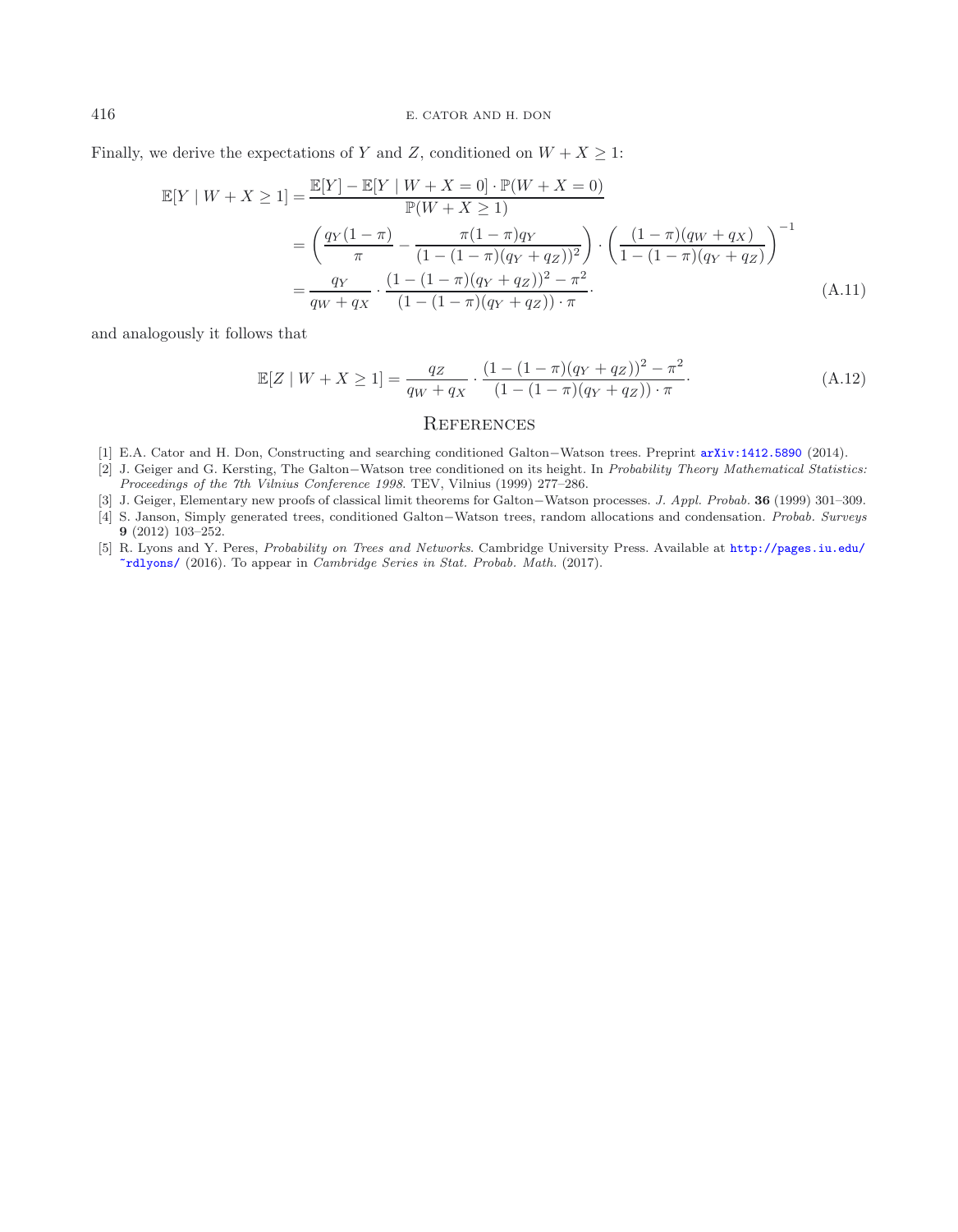Finally, we derive the expectations of $Y$ and $Z$, conditioned on $W + X \geq 1$:

$$
\begin{aligned}
\mathbb{E}[Y \mid W + X \geq 1] &= \frac{\mathbb{E}[Y] - \mathbb{E}[Y \mid W + X = 0] \cdot \mathbb{P}(W + X = 0)}{\mathbb{P}(W + X \geq 1)} \\
&= \left( \frac{q_Y(1-\pi)}{\pi} - \frac{\pi(1-\pi)q_Y}{(1-(1-\pi)(q_Y+q_Z))^2} \right) \cdot \left( \frac{(1-\pi)(q_W+q_X)}{1-(1-\pi)(q_Y+q_Z)} \right)^{-1} \\
&= \frac{q_Y}{q_W + q_X} \cdot \frac{(1-(1-\pi)(q_Y+q_Z))^2 - \pi^2}{(1-(1-\pi)(q_Y+q_Z)) \cdot \pi} \cdot
\end{aligned}
\tag{A.11}
$$

and analogously it follows that

$$
\mathbb{E}[Z \mid W + X \geq 1] = \frac{q_Z}{q_W + q_X} \cdot \frac{(1-(1-\pi)(q_Y+q_Z))^2 - \pi^2}{(1-(1-\pi)(q_Y+q_Z)) \cdot \pi} \cdot \tag{A.12}
$$

## References

[1] E.A. Cator and H. Don, Constructing and searching conditioned Galton−Watson trees. Preprint arXiv:1412.5890 (2014).

[2] J. Geiger and G. Kersting, The Galton−Watson tree conditioned on its height. In *Probability Theory Mathematical Statistics: Proceedings of the 7th Vilnius Conference 1998.* TEV, Vilnius (1999) 277–286.

[3] J. Geiger, Elementary new proofs of classical limit theorems for Galton−Watson processes. *J. Appl. Probab.* **36** (1999) 301–309.

[4] S. Janson, Simply generated trees, conditioned Galton−Watson trees, random allocations and condensation. *Probab. Surveys* **9** (2012) 103–252.

[5] R. Lyons and Y. Peres, *Probability on Trees and Networks*. Cambridge University Press. Available at http://pages.iu.edu/~rdlyons/ (2016). To appear in *Cambridge Series in Stat. Probab. Math.* (2017).